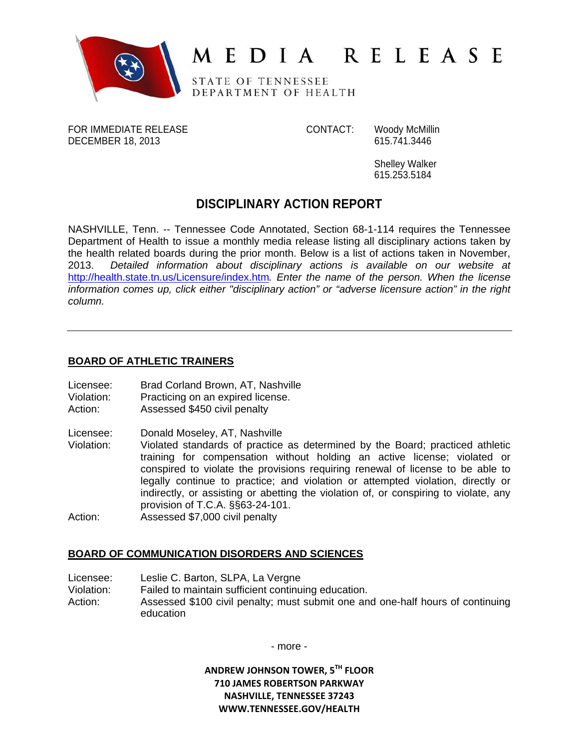# MEDIA RELEASE

STATE OF TENNESSEE
DEPARTMENT OF HEALTH

FOR IMMEDIATE RELEASE
DECEMBER 18, 2013

CONTACT: Woody McMillin
615.741.3446

Shelley Walker
615.253.5184

## DISCIPLINARY ACTION REPORT

NASHVILLE, Tenn. -- Tennessee Code Annotated, Section 68-1-114 requires the Tennessee Department of Health to issue a monthly media release listing all disciplinary actions taken by the health related boards during the prior month. Below is a list of actions taken in November, 2013. *Detailed information about disciplinary actions is available on our website at http://health.state.tn.us/Licensure/index.htm. Enter the name of the person. When the license information comes up, click either "disciplinary action" or "adverse licensure action" in the right column.*

---

### BOARD OF ATHLETIC TRAINERS

Licensee: Brad Corland Brown, AT, Nashville
Violation: Practicing on an expired license.
Action: Assessed $450 civil penalty

Licensee: Donald Moseley, AT, Nashville
Violation: Violated standards of practice as determined by the Board; practiced athletic training for compensation without holding an active license; violated or conspired to violate the provisions requiring renewal of license to be able to legally continue to practice; and violation or attempted violation, directly or indirectly, or assisting or abetting the violation of, or conspiring to violate, any provision of T.C.A. §§63-24-101.
Action: Assessed $7,000 civil penalty

### BOARD OF COMMUNICATION DISORDERS AND SCIENCES

Licensee: Leslie C. Barton, SLPA, La Vergne
Violation: Failed to maintain sufficient continuing education.
Action: Assessed $100 civil penalty; must submit one and one-half hours of continuing education

- more -

ANDREW JOHNSON TOWER, 5TH FLOOR
710 JAMES ROBERTSON PARKWAY
NASHVILLE, TENNESSEE 37243
WWW.TENNESSEE.GOV/HEALTH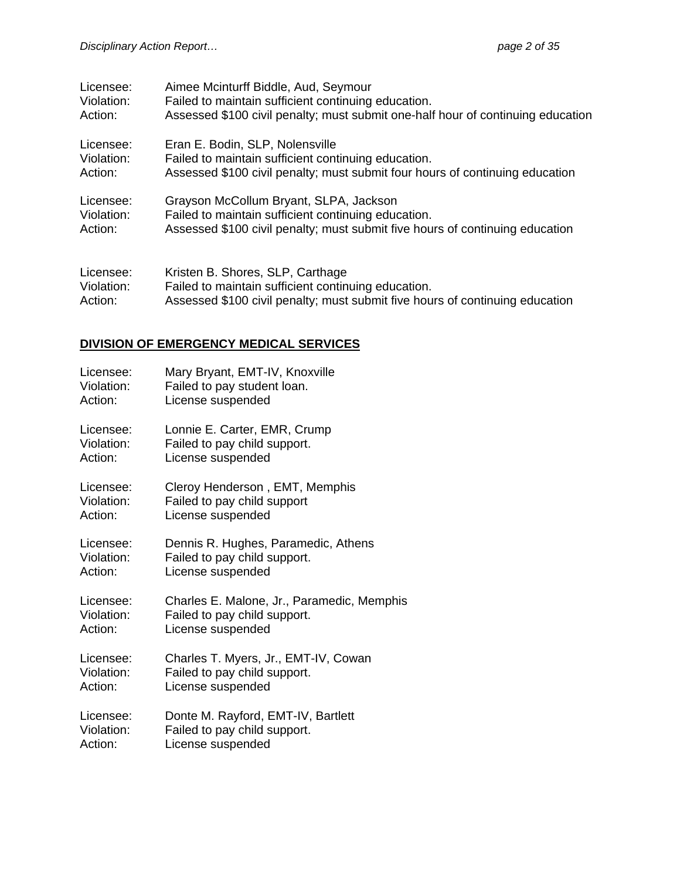Licensee: Aimee Mcinturff Biddle, Aud, Seymour
Violation: Failed to maintain sufficient continuing education.
Action: Assessed $100 civil penalty; must submit one-half hour of continuing education

Licensee: Eran E. Bodin, SLP, Nolensville
Violation: Failed to maintain sufficient continuing education.
Action: Assessed $100 civil penalty; must submit four hours of continuing education

Licensee: Grayson McCollum Bryant, SLPA, Jackson
Violation: Failed to maintain sufficient continuing education.
Action: Assessed $100 civil penalty; must submit five hours of continuing education

Licensee: Kristen B. Shores, SLP, Carthage
Violation: Failed to maintain sufficient continuing education.
Action: Assessed $100 civil penalty; must submit five hours of continuing education

## DIVISION OF EMERGENCY MEDICAL SERVICES

Licensee: Mary Bryant, EMT-IV, Knoxville
Violation: Failed to pay student loan.
Action: License suspended

Licensee: Lonnie E. Carter, EMR, Crump
Violation: Failed to pay child support.
Action: License suspended

Licensee: Cleroy Henderson , EMT, Memphis
Violation: Failed to pay child support
Action: License suspended

Licensee: Dennis R. Hughes, Paramedic, Athens
Violation: Failed to pay child support.
Action: License suspended

Licensee: Charles E. Malone, Jr., Paramedic, Memphis
Violation: Failed to pay child support.
Action: License suspended

Licensee: Charles T. Myers, Jr., EMT-IV, Cowan
Violation: Failed to pay child support.
Action: License suspended

Licensee: Donte M. Rayford, EMT-IV, Bartlett
Violation: Failed to pay child support.
Action: License suspended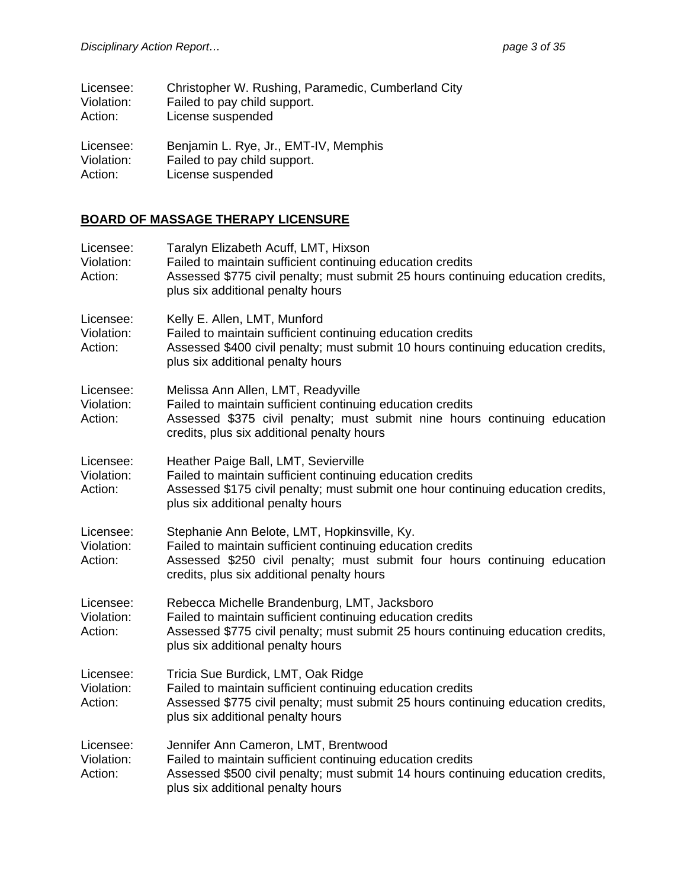Licensee: Christopher W. Rushing, Paramedic, Cumberland City
Violation: Failed to pay child support.
Action: License suspended

Licensee: Benjamin L. Rye, Jr., EMT-IV, Memphis
Violation: Failed to pay child support.
Action: License suspended

## BOARD OF MASSAGE THERAPY LICENSURE

Licensee: Taralyn Elizabeth Acuff, LMT, Hixson
Violation: Failed to maintain sufficient continuing education credits
Action: Assessed $775 civil penalty; must submit 25 hours continuing education credits, plus six additional penalty hours

Licensee: Kelly E. Allen, LMT, Munford
Violation: Failed to maintain sufficient continuing education credits
Action: Assessed $400 civil penalty; must submit 10 hours continuing education credits, plus six additional penalty hours

Licensee: Melissa Ann Allen, LMT, Readyville
Violation: Failed to maintain sufficient continuing education credits
Action: Assessed $375 civil penalty; must submit nine hours continuing education credits, plus six additional penalty hours

Licensee: Heather Paige Ball, LMT, Sevierville
Violation: Failed to maintain sufficient continuing education credits
Action: Assessed $175 civil penalty; must submit one hour continuing education credits, plus six additional penalty hours

Licensee: Stephanie Ann Belote, LMT, Hopkinsville, Ky.
Violation: Failed to maintain sufficient continuing education credits
Action: Assessed $250 civil penalty; must submit four hours continuing education credits, plus six additional penalty hours

Licensee: Rebecca Michelle Brandenburg, LMT, Jacksboro
Violation: Failed to maintain sufficient continuing education credits
Action: Assessed $775 civil penalty; must submit 25 hours continuing education credits, plus six additional penalty hours

Licensee: Tricia Sue Burdick, LMT, Oak Ridge
Violation: Failed to maintain sufficient continuing education credits
Action: Assessed $775 civil penalty; must submit 25 hours continuing education credits, plus six additional penalty hours

Licensee: Jennifer Ann Cameron, LMT, Brentwood
Violation: Failed to maintain sufficient continuing education credits
Action: Assessed $500 civil penalty; must submit 14 hours continuing education credits, plus six additional penalty hours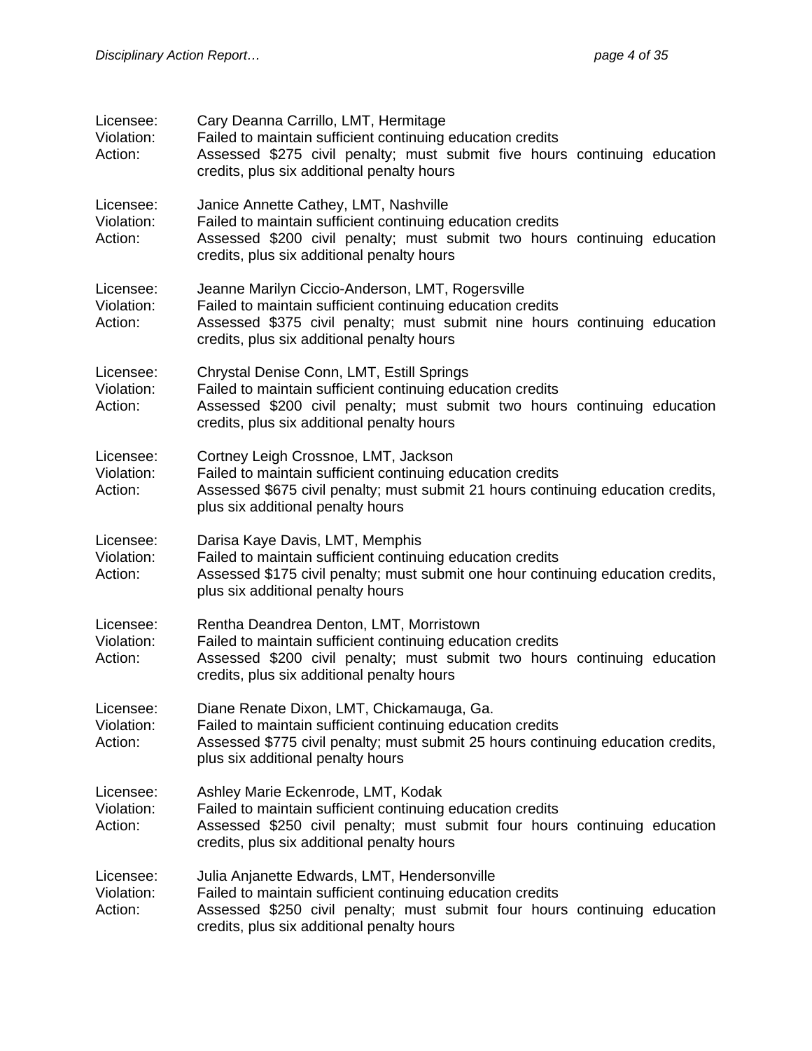Licensee: Cary Deanna Carrillo, LMT, Hermitage
Violation: Failed to maintain sufficient continuing education credits
Action: Assessed $275 civil penalty; must submit five hours continuing education credits, plus six additional penalty hours

Licensee: Janice Annette Cathey, LMT, Nashville
Violation: Failed to maintain sufficient continuing education credits
Action: Assessed $200 civil penalty; must submit two hours continuing education credits, plus six additional penalty hours

Licensee: Jeanne Marilyn Ciccio-Anderson, LMT, Rogersville
Violation: Failed to maintain sufficient continuing education credits
Action: Assessed $375 civil penalty; must submit nine hours continuing education credits, plus six additional penalty hours

Licensee: Chrystal Denise Conn, LMT, Estill Springs
Violation: Failed to maintain sufficient continuing education credits
Action: Assessed $200 civil penalty; must submit two hours continuing education credits, plus six additional penalty hours

Licensee: Cortney Leigh Crossnoe, LMT, Jackson
Violation: Failed to maintain sufficient continuing education credits
Action: Assessed $675 civil penalty; must submit 21 hours continuing education credits, plus six additional penalty hours

Licensee: Darisa Kaye Davis, LMT, Memphis
Violation: Failed to maintain sufficient continuing education credits
Action: Assessed $175 civil penalty; must submit one hour continuing education credits, plus six additional penalty hours

Licensee: Rentha Deandrea Denton, LMT, Morristown
Violation: Failed to maintain sufficient continuing education credits
Action: Assessed $200 civil penalty; must submit two hours continuing education credits, plus six additional penalty hours

Licensee: Diane Renate Dixon, LMT, Chickamauga, Ga.
Violation: Failed to maintain sufficient continuing education credits
Action: Assessed $775 civil penalty; must submit 25 hours continuing education credits, plus six additional penalty hours

Licensee: Ashley Marie Eckenrode, LMT, Kodak
Violation: Failed to maintain sufficient continuing education credits
Action: Assessed $250 civil penalty; must submit four hours continuing education credits, plus six additional penalty hours

Licensee: Julia Anjanette Edwards, LMT, Hendersonville
Violation: Failed to maintain sufficient continuing education credits
Action: Assessed $250 civil penalty; must submit four hours continuing education credits, plus six additional penalty hours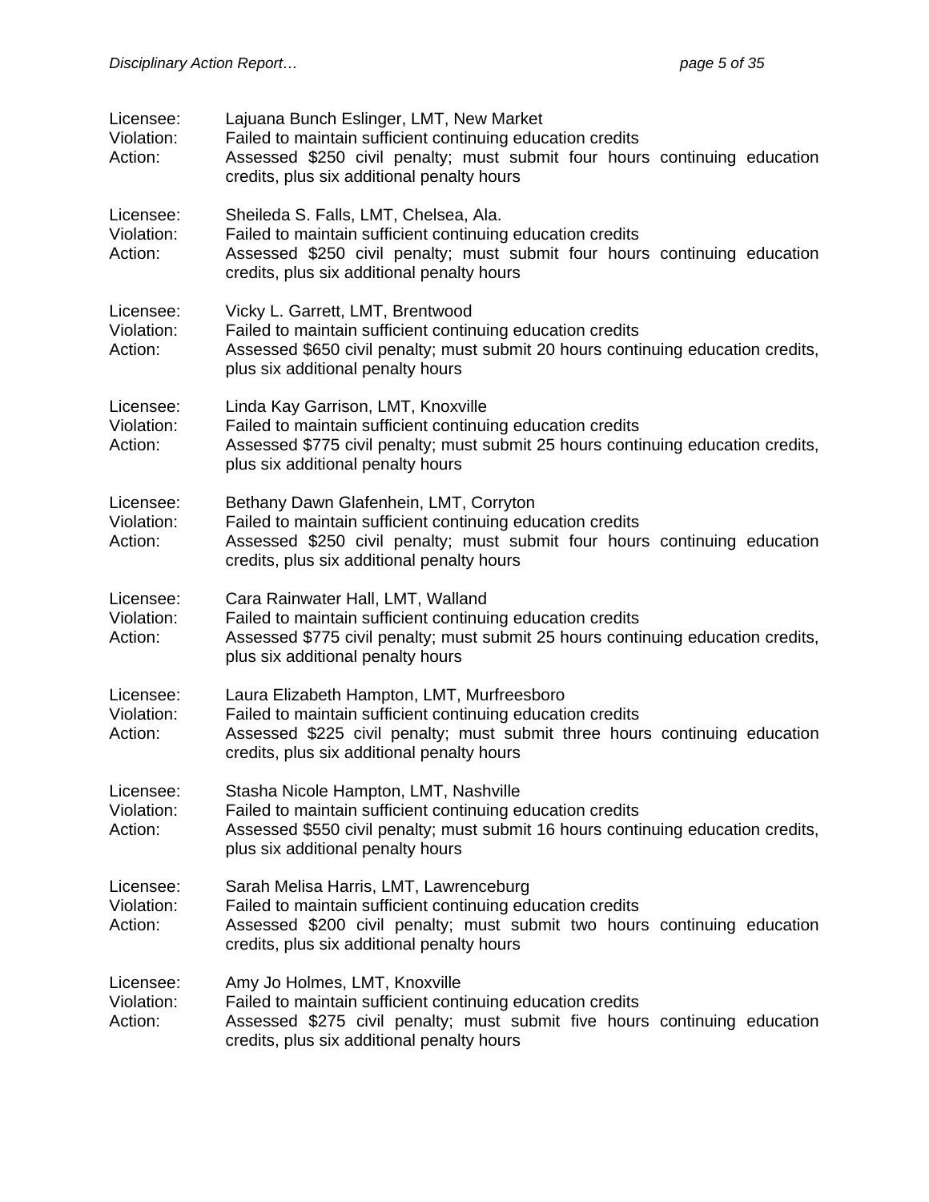Licensee: Lajuana Bunch Eslinger, LMT, New Market
Violation: Failed to maintain sufficient continuing education credits
Action: Assessed $250 civil penalty; must submit four hours continuing education credits, plus six additional penalty hours

Licensee: Sheileda S. Falls, LMT, Chelsea, Ala.
Violation: Failed to maintain sufficient continuing education credits
Action: Assessed $250 civil penalty; must submit four hours continuing education credits, plus six additional penalty hours

Licensee: Vicky L. Garrett, LMT, Brentwood
Violation: Failed to maintain sufficient continuing education credits
Action: Assessed $650 civil penalty; must submit 20 hours continuing education credits, plus six additional penalty hours

Licensee: Linda Kay Garrison, LMT, Knoxville
Violation: Failed to maintain sufficient continuing education credits
Action: Assessed $775 civil penalty; must submit 25 hours continuing education credits, plus six additional penalty hours

Licensee: Bethany Dawn Glafenhein, LMT, Corryton
Violation: Failed to maintain sufficient continuing education credits
Action: Assessed $250 civil penalty; must submit four hours continuing education credits, plus six additional penalty hours

Licensee: Cara Rainwater Hall, LMT, Walland
Violation: Failed to maintain sufficient continuing education credits
Action: Assessed $775 civil penalty; must submit 25 hours continuing education credits, plus six additional penalty hours

Licensee: Laura Elizabeth Hampton, LMT, Murfreesboro
Violation: Failed to maintain sufficient continuing education credits
Action: Assessed $225 civil penalty; must submit three hours continuing education credits, plus six additional penalty hours

Licensee: Stasha Nicole Hampton, LMT, Nashville
Violation: Failed to maintain sufficient continuing education credits
Action: Assessed $550 civil penalty; must submit 16 hours continuing education credits, plus six additional penalty hours

Licensee: Sarah Melisa Harris, LMT, Lawrenceburg
Violation: Failed to maintain sufficient continuing education credits
Action: Assessed $200 civil penalty; must submit two hours continuing education credits, plus six additional penalty hours

Licensee: Amy Jo Holmes, LMT, Knoxville
Violation: Failed to maintain sufficient continuing education credits
Action: Assessed $275 civil penalty; must submit five hours continuing education credits, plus six additional penalty hours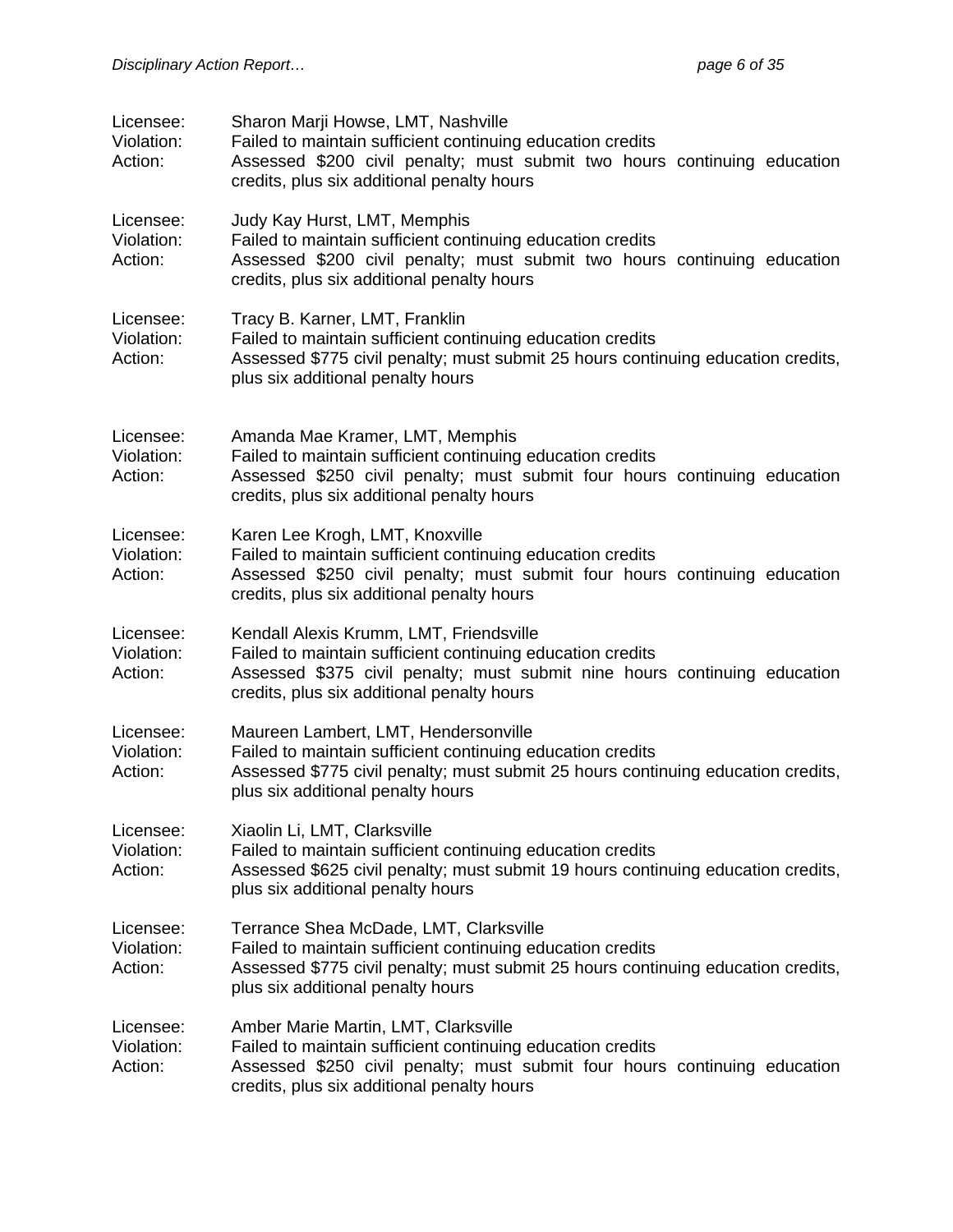Licensee: Sharon Marji Howse, LMT, Nashville
Violation: Failed to maintain sufficient continuing education credits
Action: Assessed $200 civil penalty; must submit two hours continuing education credits, plus six additional penalty hours

Licensee: Judy Kay Hurst, LMT, Memphis
Violation: Failed to maintain sufficient continuing education credits
Action: Assessed $200 civil penalty; must submit two hours continuing education credits, plus six additional penalty hours

Licensee: Tracy B. Karner, LMT, Franklin
Violation: Failed to maintain sufficient continuing education credits
Action: Assessed $775 civil penalty; must submit 25 hours continuing education credits, plus six additional penalty hours

Licensee: Amanda Mae Kramer, LMT, Memphis
Violation: Failed to maintain sufficient continuing education credits
Action: Assessed $250 civil penalty; must submit four hours continuing education credits, plus six additional penalty hours

Licensee: Karen Lee Krogh, LMT, Knoxville
Violation: Failed to maintain sufficient continuing education credits
Action: Assessed $250 civil penalty; must submit four hours continuing education credits, plus six additional penalty hours

Licensee: Kendall Alexis Krumm, LMT, Friendsville
Violation: Failed to maintain sufficient continuing education credits
Action: Assessed $375 civil penalty; must submit nine hours continuing education credits, plus six additional penalty hours

Licensee: Maureen Lambert, LMT, Hendersonville
Violation: Failed to maintain sufficient continuing education credits
Action: Assessed $775 civil penalty; must submit 25 hours continuing education credits, plus six additional penalty hours

Licensee: Xiaolin Li, LMT, Clarksville
Violation: Failed to maintain sufficient continuing education credits
Action: Assessed $625 civil penalty; must submit 19 hours continuing education credits, plus six additional penalty hours

Licensee: Terrance Shea McDade, LMT, Clarksville
Violation: Failed to maintain sufficient continuing education credits
Action: Assessed $775 civil penalty; must submit 25 hours continuing education credits, plus six additional penalty hours

Licensee: Amber Marie Martin, LMT, Clarksville
Violation: Failed to maintain sufficient continuing education credits
Action: Assessed $250 civil penalty; must submit four hours continuing education credits, plus six additional penalty hours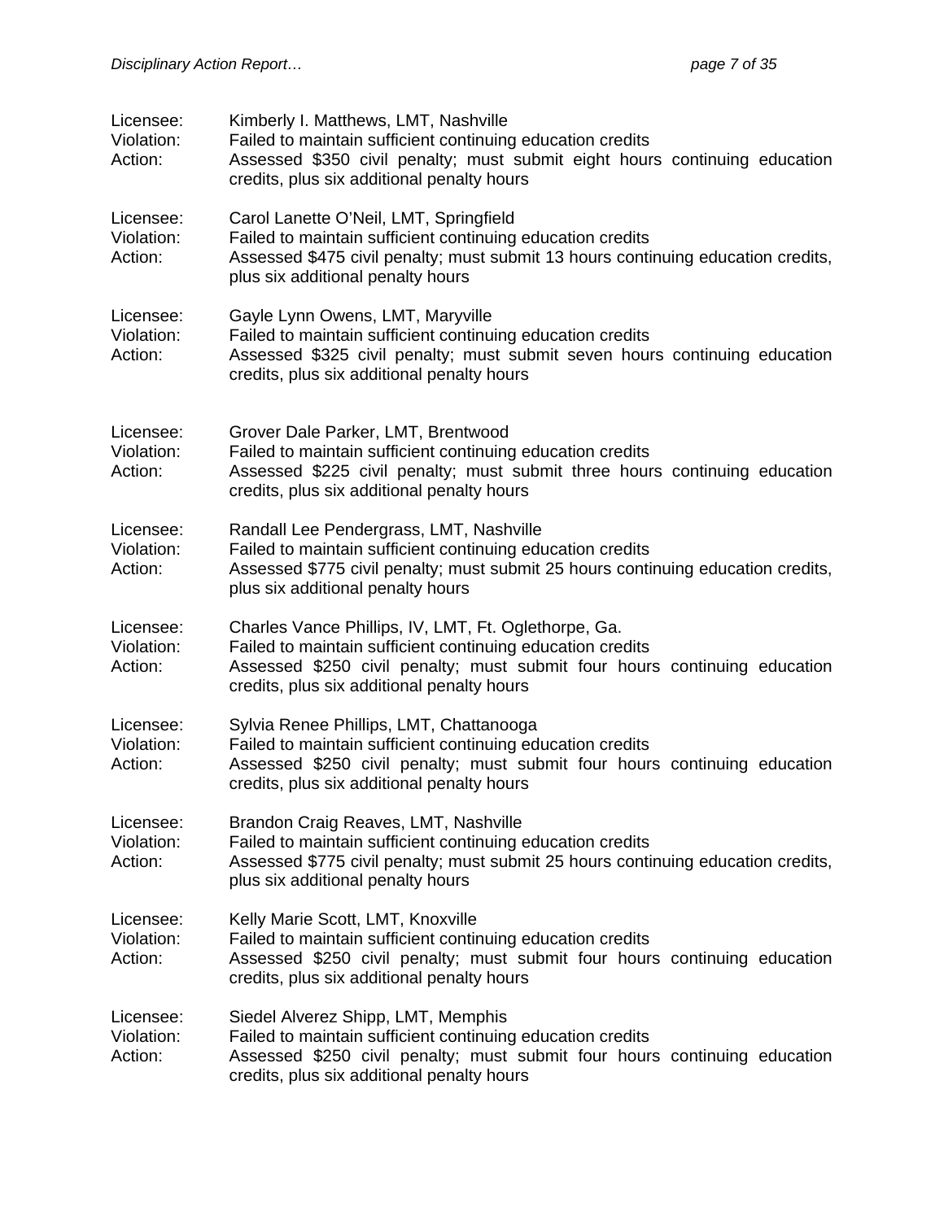Licensee: Kimberly I. Matthews, LMT, Nashville
Violation: Failed to maintain sufficient continuing education credits
Action: Assessed $350 civil penalty; must submit eight hours continuing education credits, plus six additional penalty hours

Licensee: Carol Lanette O'Neil, LMT, Springfield
Violation: Failed to maintain sufficient continuing education credits
Action: Assessed $475 civil penalty; must submit 13 hours continuing education credits, plus six additional penalty hours

Licensee: Gayle Lynn Owens, LMT, Maryville
Violation: Failed to maintain sufficient continuing education credits
Action: Assessed $325 civil penalty; must submit seven hours continuing education credits, plus six additional penalty hours

Licensee: Grover Dale Parker, LMT, Brentwood
Violation: Failed to maintain sufficient continuing education credits
Action: Assessed $225 civil penalty; must submit three hours continuing education credits, plus six additional penalty hours

Licensee: Randall Lee Pendergrass, LMT, Nashville
Violation: Failed to maintain sufficient continuing education credits
Action: Assessed $775 civil penalty; must submit 25 hours continuing education credits, plus six additional penalty hours

Licensee: Charles Vance Phillips, IV, LMT, Ft. Oglethorpe, Ga.
Violation: Failed to maintain sufficient continuing education credits
Action: Assessed $250 civil penalty; must submit four hours continuing education credits, plus six additional penalty hours

Licensee: Sylvia Renee Phillips, LMT, Chattanooga
Violation: Failed to maintain sufficient continuing education credits
Action: Assessed $250 civil penalty; must submit four hours continuing education credits, plus six additional penalty hours

Licensee: Brandon Craig Reaves, LMT, Nashville
Violation: Failed to maintain sufficient continuing education credits
Action: Assessed $775 civil penalty; must submit 25 hours continuing education credits, plus six additional penalty hours

Licensee: Kelly Marie Scott, LMT, Knoxville
Violation: Failed to maintain sufficient continuing education credits
Action: Assessed $250 civil penalty; must submit four hours continuing education credits, plus six additional penalty hours

Licensee: Siedel Alverez Shipp, LMT, Memphis
Violation: Failed to maintain sufficient continuing education credits
Action: Assessed $250 civil penalty; must submit four hours continuing education credits, plus six additional penalty hours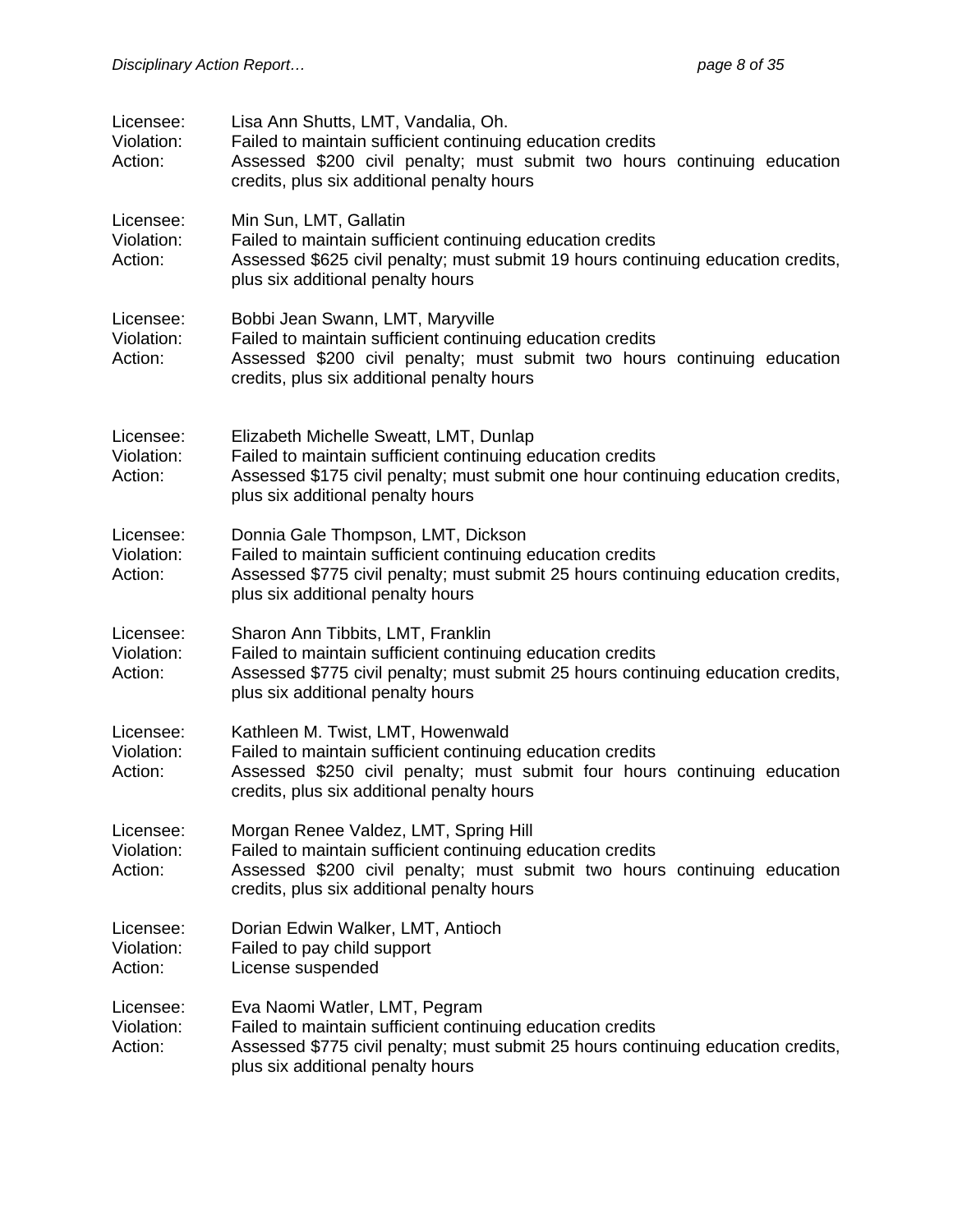Licensee: Lisa Ann Shutts, LMT, Vandalia, Oh.
Violation: Failed to maintain sufficient continuing education credits
Action: Assessed $200 civil penalty; must submit two hours continuing education credits, plus six additional penalty hours

Licensee: Min Sun, LMT, Gallatin
Violation: Failed to maintain sufficient continuing education credits
Action: Assessed $625 civil penalty; must submit 19 hours continuing education credits, plus six additional penalty hours

Licensee: Bobbi Jean Swann, LMT, Maryville
Violation: Failed to maintain sufficient continuing education credits
Action: Assessed $200 civil penalty; must submit two hours continuing education credits, plus six additional penalty hours

Licensee: Elizabeth Michelle Sweatt, LMT, Dunlap
Violation: Failed to maintain sufficient continuing education credits
Action: Assessed $175 civil penalty; must submit one hour continuing education credits, plus six additional penalty hours

Licensee: Donnia Gale Thompson, LMT, Dickson
Violation: Failed to maintain sufficient continuing education credits
Action: Assessed $775 civil penalty; must submit 25 hours continuing education credits, plus six additional penalty hours

Licensee: Sharon Ann Tibbits, LMT, Franklin
Violation: Failed to maintain sufficient continuing education credits
Action: Assessed $775 civil penalty; must submit 25 hours continuing education credits, plus six additional penalty hours

Licensee: Kathleen M. Twist, LMT, Howenwald
Violation: Failed to maintain sufficient continuing education credits
Action: Assessed $250 civil penalty; must submit four hours continuing education credits, plus six additional penalty hours

Licensee: Morgan Renee Valdez, LMT, Spring Hill
Violation: Failed to maintain sufficient continuing education credits
Action: Assessed $200 civil penalty; must submit two hours continuing education credits, plus six additional penalty hours

Licensee: Dorian Edwin Walker, LMT, Antioch
Violation: Failed to pay child support
Action: License suspended

Licensee: Eva Naomi Watler, LMT, Pegram
Violation: Failed to maintain sufficient continuing education credits
Action: Assessed $775 civil penalty; must submit 25 hours continuing education credits, plus six additional penalty hours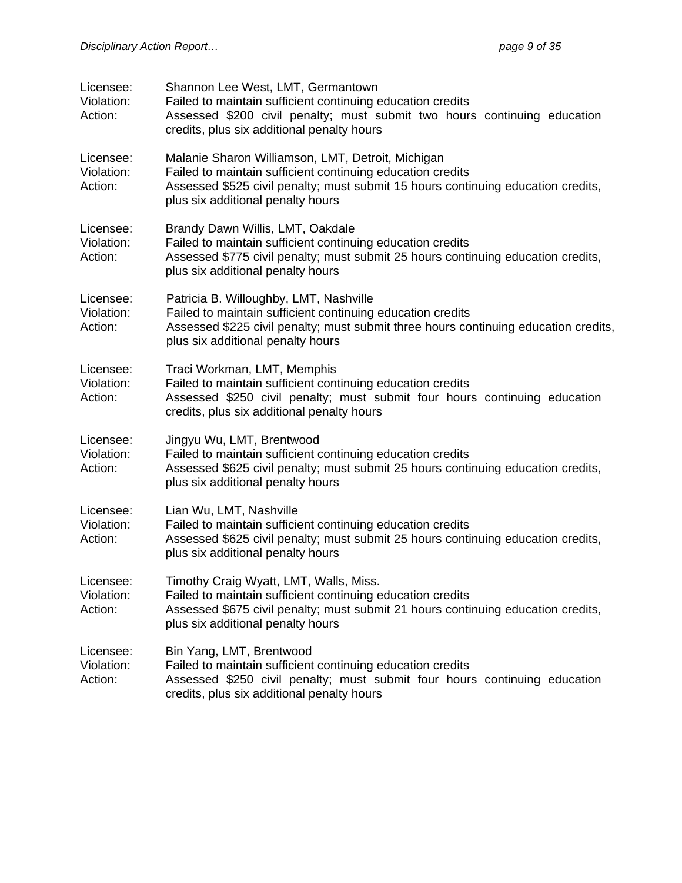Licensee: Shannon Lee West, LMT, Germantown
Violation: Failed to maintain sufficient continuing education credits
Action: Assessed $200 civil penalty; must submit two hours continuing education credits, plus six additional penalty hours

Licensee: Malanie Sharon Williamson, LMT, Detroit, Michigan
Violation: Failed to maintain sufficient continuing education credits
Action: Assessed $525 civil penalty; must submit 15 hours continuing education credits, plus six additional penalty hours

Licensee: Brandy Dawn Willis, LMT, Oakdale
Violation: Failed to maintain sufficient continuing education credits
Action: Assessed $775 civil penalty; must submit 25 hours continuing education credits, plus six additional penalty hours

Licensee: Patricia B. Willoughby, LMT, Nashville
Violation: Failed to maintain sufficient continuing education credits
Action: Assessed $225 civil penalty; must submit three hours continuing education credits, plus six additional penalty hours

Licensee: Traci Workman, LMT, Memphis
Violation: Failed to maintain sufficient continuing education credits
Action: Assessed $250 civil penalty; must submit four hours continuing education credits, plus six additional penalty hours

Licensee: Jingyu Wu, LMT, Brentwood
Violation: Failed to maintain sufficient continuing education credits
Action: Assessed $625 civil penalty; must submit 25 hours continuing education credits, plus six additional penalty hours

Licensee: Lian Wu, LMT, Nashville
Violation: Failed to maintain sufficient continuing education credits
Action: Assessed $625 civil penalty; must submit 25 hours continuing education credits, plus six additional penalty hours

Licensee: Timothy Craig Wyatt, LMT, Walls, Miss.
Violation: Failed to maintain sufficient continuing education credits
Action: Assessed $675 civil penalty; must submit 21 hours continuing education credits, plus six additional penalty hours

Licensee: Bin Yang, LMT, Brentwood
Violation: Failed to maintain sufficient continuing education credits
Action: Assessed $250 civil penalty; must submit four hours continuing education credits, plus six additional penalty hours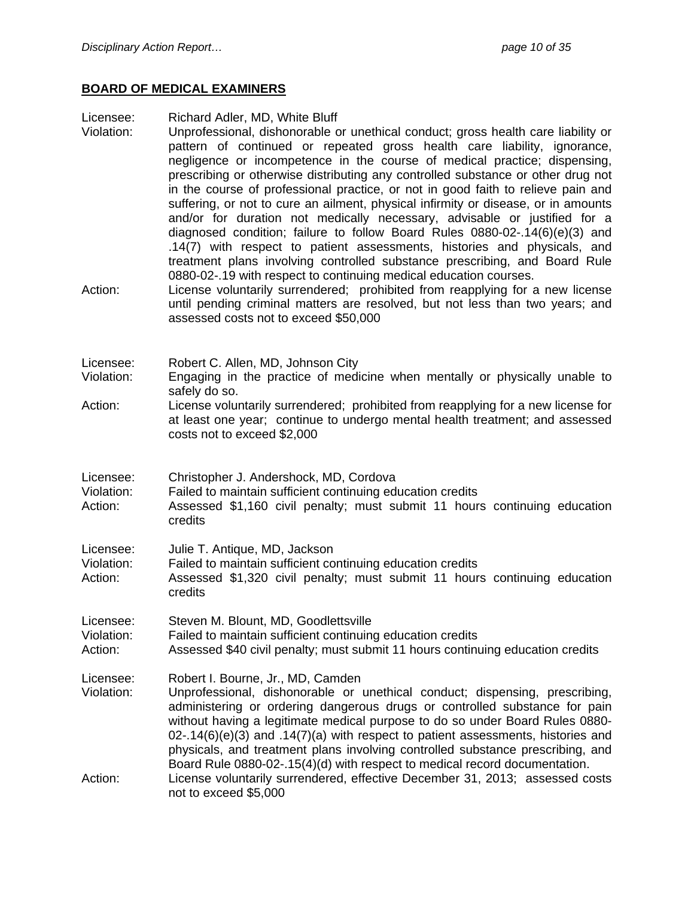## BOARD OF MEDICAL EXAMINERS

Licensee: Richard Adler, MD, White Bluff
Violation: Unprofessional, dishonorable or unethical conduct; gross health care liability or pattern of continued or repeated gross health care liability, ignorance, negligence or incompetence in the course of medical practice; dispensing, prescribing or otherwise distributing any controlled substance or other drug not in the course of professional practice, or not in good faith to relieve pain and suffering, or not to cure an ailment, physical infirmity or disease, or in amounts and/or for duration not medically necessary, advisable or justified for a diagnosed condition; failure to follow Board Rules 0880-02-.14(6)(e)(3) and .14(7) with respect to patient assessments, histories and physicals, and treatment plans involving controlled substance prescribing, and Board Rule 0880-02-.19 with respect to continuing medical education courses.
Action: License voluntarily surrendered; prohibited from reapplying for a new license until pending criminal matters are resolved, but not less than two years; and assessed costs not to exceed $50,000

Licensee: Robert C. Allen, MD, Johnson City
Violation: Engaging in the practice of medicine when mentally or physically unable to safely do so.
Action: License voluntarily surrendered; prohibited from reapplying for a new license for at least one year; continue to undergo mental health treatment; and assessed costs not to exceed $2,000

Licensee: Christopher J. Andershock, MD, Cordova
Violation: Failed to maintain sufficient continuing education credits
Action: Assessed $1,160 civil penalty; must submit 11 hours continuing education credits

Licensee: Julie T. Antique, MD, Jackson
Violation: Failed to maintain sufficient continuing education credits
Action: Assessed $1,320 civil penalty; must submit 11 hours continuing education credits

Licensee: Steven M. Blount, MD, Goodlettsville
Violation: Failed to maintain sufficient continuing education credits
Action: Assessed $40 civil penalty; must submit 11 hours continuing education credits

Licensee: Robert I. Bourne, Jr., MD, Camden
Violation: Unprofessional, dishonorable or unethical conduct; dispensing, prescribing, administering or ordering dangerous drugs or controlled substance for pain without having a legitimate medical purpose to do so under Board Rules 0880-02-.14(6)(e)(3) and .14(7)(a) with respect to patient assessments, histories and physicals, and treatment plans involving controlled substance prescribing, and Board Rule 0880-02-.15(4)(d) with respect to medical record documentation.
Action: License voluntarily surrendered, effective December 31, 2013; assessed costs not to exceed $5,000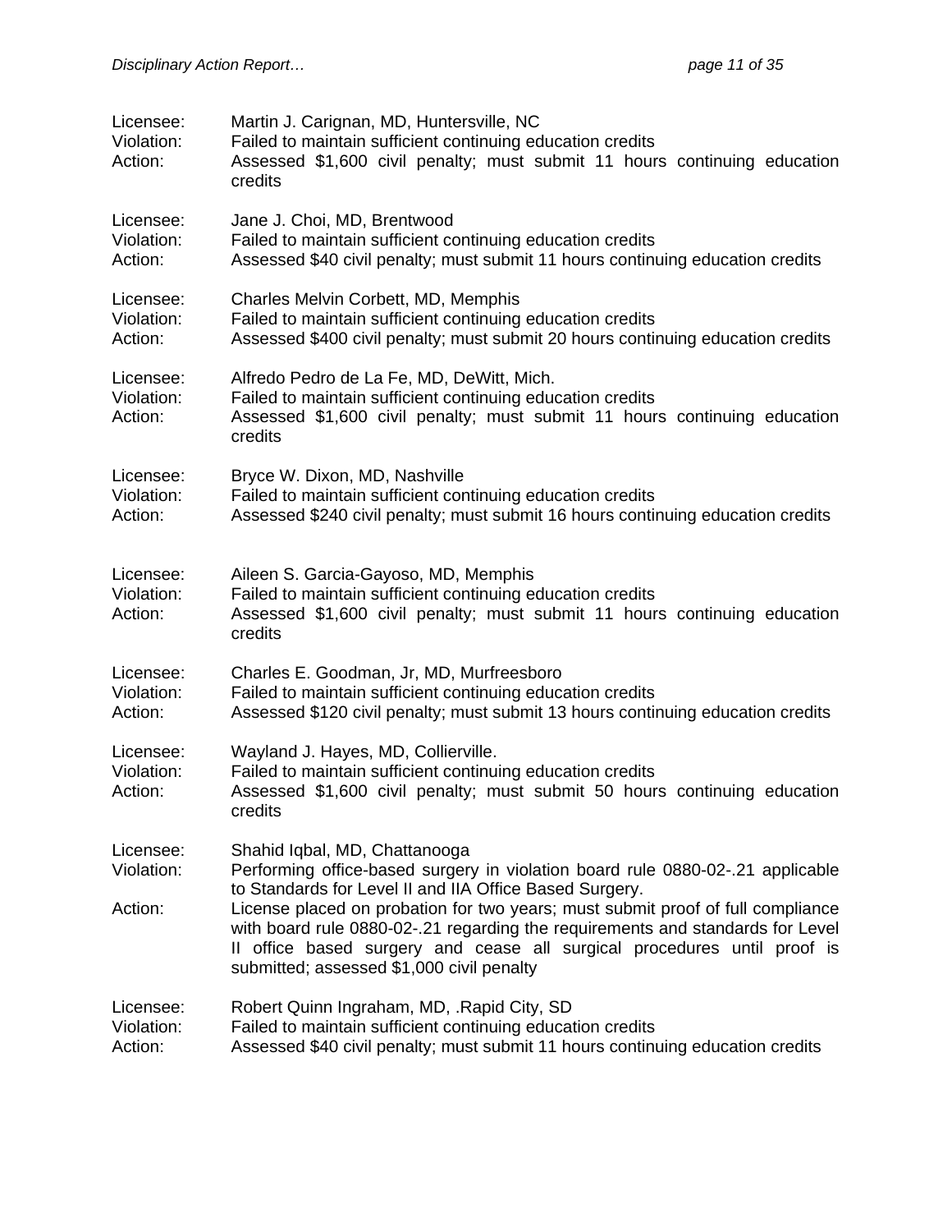Licensee: Martin J. Carignan, MD, Huntersville, NC
Violation: Failed to maintain sufficient continuing education credits
Action: Assessed $1,600 civil penalty; must submit 11 hours continuing education credits

Licensee: Jane J. Choi, MD, Brentwood
Violation: Failed to maintain sufficient continuing education credits
Action: Assessed $40 civil penalty; must submit 11 hours continuing education credits

Licensee: Charles Melvin Corbett, MD, Memphis
Violation: Failed to maintain sufficient continuing education credits
Action: Assessed $400 civil penalty; must submit 20 hours continuing education credits

Licensee: Alfredo Pedro de La Fe, MD, DeWitt, Mich.
Violation: Failed to maintain sufficient continuing education credits
Action: Assessed $1,600 civil penalty; must submit 11 hours continuing education credits

Licensee: Bryce W. Dixon, MD, Nashville
Violation: Failed to maintain sufficient continuing education credits
Action: Assessed $240 civil penalty; must submit 16 hours continuing education credits

Licensee: Aileen S. Garcia-Gayoso, MD, Memphis
Violation: Failed to maintain sufficient continuing education credits
Action: Assessed $1,600 civil penalty; must submit 11 hours continuing education credits

Licensee: Charles E. Goodman, Jr, MD, Murfreesboro
Violation: Failed to maintain sufficient continuing education credits
Action: Assessed $120 civil penalty; must submit 13 hours continuing education credits

Licensee: Wayland J. Hayes, MD, Collierville.
Violation: Failed to maintain sufficient continuing education credits
Action: Assessed $1,600 civil penalty; must submit 50 hours continuing education credits

Licensee: Shahid Iqbal, MD, Chattanooga
Violation: Performing office-based surgery in violation board rule 0880-02-.21 applicable to Standards for Level II and IIA Office Based Surgery.
Action: License placed on probation for two years; must submit proof of full compliance with board rule 0880-02-.21 regarding the requirements and standards for Level II office based surgery and cease all surgical procedures until proof is submitted; assessed $1,000 civil penalty

Licensee: Robert Quinn Ingraham, MD, .Rapid City, SD
Violation: Failed to maintain sufficient continuing education credits
Action: Assessed $40 civil penalty; must submit 11 hours continuing education credits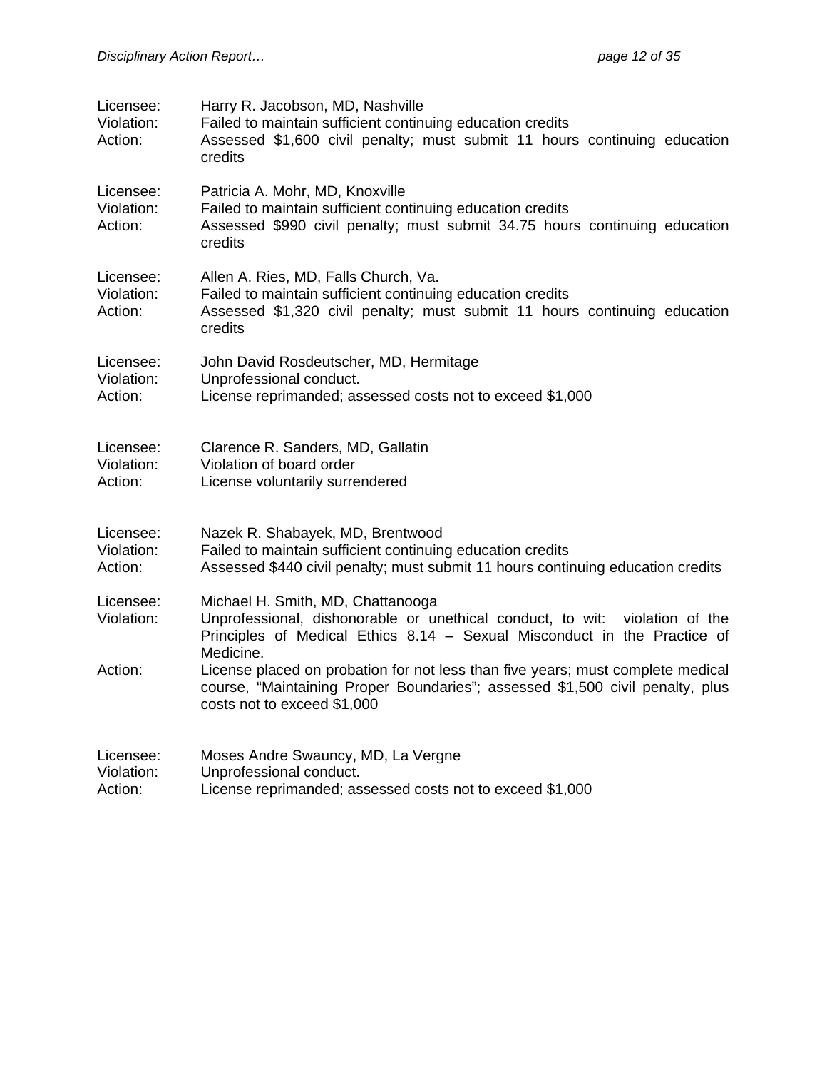Licensee: Harry R. Jacobson, MD, Nashville
Violation: Failed to maintain sufficient continuing education credits
Action: Assessed $1,600 civil penalty; must submit 11 hours continuing education credits

Licensee: Patricia A. Mohr, MD, Knoxville
Violation: Failed to maintain sufficient continuing education credits
Action: Assessed $990 civil penalty; must submit 34.75 hours continuing education credits

Licensee: Allen A. Ries, MD, Falls Church, Va.
Violation: Failed to maintain sufficient continuing education credits
Action: Assessed $1,320 civil penalty; must submit 11 hours continuing education credits

Licensee: John David Rosdeutscher, MD, Hermitage
Violation: Unprofessional conduct.
Action: License reprimanded; assessed costs not to exceed $1,000

Licensee: Clarence R. Sanders, MD, Gallatin
Violation: Violation of board order
Action: License voluntarily surrendered

Licensee: Nazek R. Shabayek, MD, Brentwood
Violation: Failed to maintain sufficient continuing education credits
Action: Assessed $440 civil penalty; must submit 11 hours continuing education credits

Licensee: Michael H. Smith, MD, Chattanooga
Violation: Unprofessional, dishonorable or unethical conduct, to wit: violation of the Principles of Medical Ethics 8.14 – Sexual Misconduct in the Practice of Medicine.
Action: License placed on probation for not less than five years; must complete medical course, "Maintaining Proper Boundaries"; assessed $1,500 civil penalty, plus costs not to exceed $1,000

Licensee: Moses Andre Swauncy, MD, La Vergne
Violation: Unprofessional conduct.
Action: License reprimanded; assessed costs not to exceed $1,000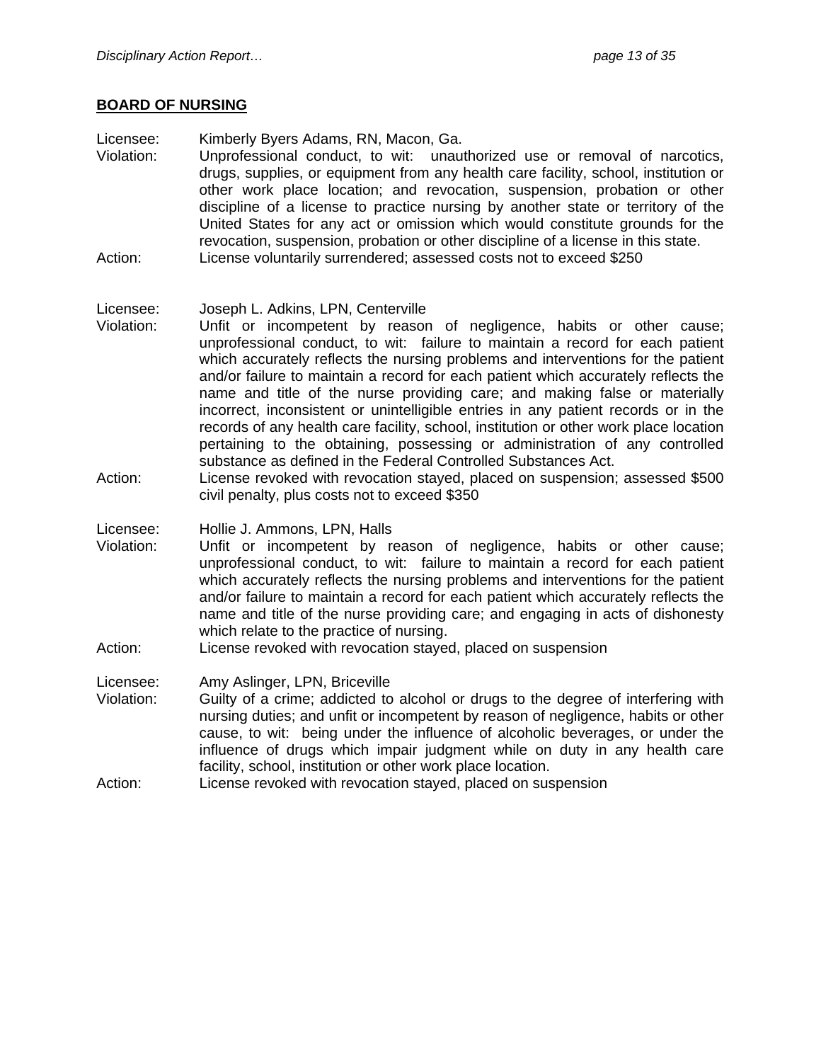**BOARD OF NURSING**

Licensee: Kimberly Byers Adams, RN, Macon, Ga.
Violation: Unprofessional conduct, to wit: unauthorized use or removal of narcotics, drugs, supplies, or equipment from any health care facility, school, institution or other work place location; and revocation, suspension, probation or other discipline of a license to practice nursing by another state or territory of the United States for any act or omission which would constitute grounds for the revocation, suspension, probation or other discipline of a license in this state.
Action: License voluntarily surrendered; assessed costs not to exceed $250

Licensee: Joseph L. Adkins, LPN, Centerville
Violation: Unfit or incompetent by reason of negligence, habits or other cause; unprofessional conduct, to wit: failure to maintain a record for each patient which accurately reflects the nursing problems and interventions for the patient and/or failure to maintain a record for each patient which accurately reflects the name and title of the nurse providing care; and making false or materially incorrect, inconsistent or unintelligible entries in any patient records or in the records of any health care facility, school, institution or other work place location pertaining to the obtaining, possessing or administration of any controlled substance as defined in the Federal Controlled Substances Act.
Action: License revoked with revocation stayed, placed on suspension; assessed $500 civil penalty, plus costs not to exceed $350

Licensee: Hollie J. Ammons, LPN, Halls
Violation: Unfit or incompetent by reason of negligence, habits or other cause; unprofessional conduct, to wit: failure to maintain a record for each patient which accurately reflects the nursing problems and interventions for the patient and/or failure to maintain a record for each patient which accurately reflects the name and title of the nurse providing care; and engaging in acts of dishonesty which relate to the practice of nursing.
Action: License revoked with revocation stayed, placed on suspension

Licensee: Amy Aslinger, LPN, Briceville
Violation: Guilty of a crime; addicted to alcohol or drugs to the degree of interfering with nursing duties; and unfit or incompetent by reason of negligence, habits or other cause, to wit: being under the influence of alcoholic beverages, or under the influence of drugs which impair judgment while on duty in any health care facility, school, institution or other work place location.
Action: License revoked with revocation stayed, placed on suspension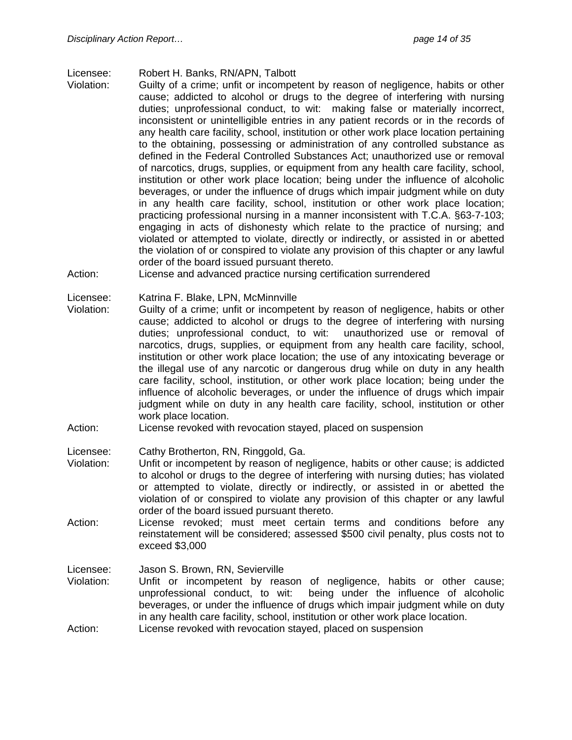Licensee: Robert H. Banks, RN/APN, Talbott

Violation: Guilty of a crime; unfit or incompetent by reason of negligence, habits or other cause; addicted to alcohol or drugs to the degree of interfering with nursing duties; unprofessional conduct, to wit: making false or materially incorrect, inconsistent or unintelligible entries in any patient records or in the records of any health care facility, school, institution or other work place location pertaining to the obtaining, possessing or administration of any controlled substance as defined in the Federal Controlled Substances Act; unauthorized use or removal of narcotics, drugs, supplies, or equipment from any health care facility, school, institution or other work place location; being under the influence of alcoholic beverages, or under the influence of drugs which impair judgment while on duty in any health care facility, school, institution or other work place location; practicing professional nursing in a manner inconsistent with T.C.A. §63-7-103; engaging in acts of dishonesty which relate to the practice of nursing; and violated or attempted to violate, directly or indirectly, or assisted in or abetted the violation of or conspired to violate any provision of this chapter or any lawful order of the board issued pursuant thereto.

Action: License and advanced practice nursing certification surrendered

Licensee: Katrina F. Blake, LPN, McMinnville

Violation: Guilty of a crime; unfit or incompetent by reason of negligence, habits or other cause; addicted to alcohol or drugs to the degree of interfering with nursing duties; unprofessional conduct, to wit: unauthorized use or removal of narcotics, drugs, supplies, or equipment from any health care facility, school, institution or other work place location; the use of any intoxicating beverage or the illegal use of any narcotic or dangerous drug while on duty in any health care facility, school, institution, or other work place location; being under the influence of alcoholic beverages, or under the influence of drugs which impair judgment while on duty in any health care facility, school, institution or other work place location.

Action: License revoked with revocation stayed, placed on suspension

Licensee: Cathy Brotherton, RN, Ringgold, Ga.

Violation: Unfit or incompetent by reason of negligence, habits or other cause; is addicted to alcohol or drugs to the degree of interfering with nursing duties; has violated or attempted to violate, directly or indirectly, or assisted in or abetted the violation of or conspired to violate any provision of this chapter or any lawful order of the board issued pursuant thereto.

Action: License revoked; must meet certain terms and conditions before any reinstatement will be considered; assessed $500 civil penalty, plus costs not to exceed $3,000

Licensee: Jason S. Brown, RN, Sevierville

Violation: Unfit or incompetent by reason of negligence, habits or other cause; unprofessional conduct, to wit: being under the influence of alcoholic beverages, or under the influence of drugs which impair judgment while on duty in any health care facility, school, institution or other work place location.

Action: License revoked with revocation stayed, placed on suspension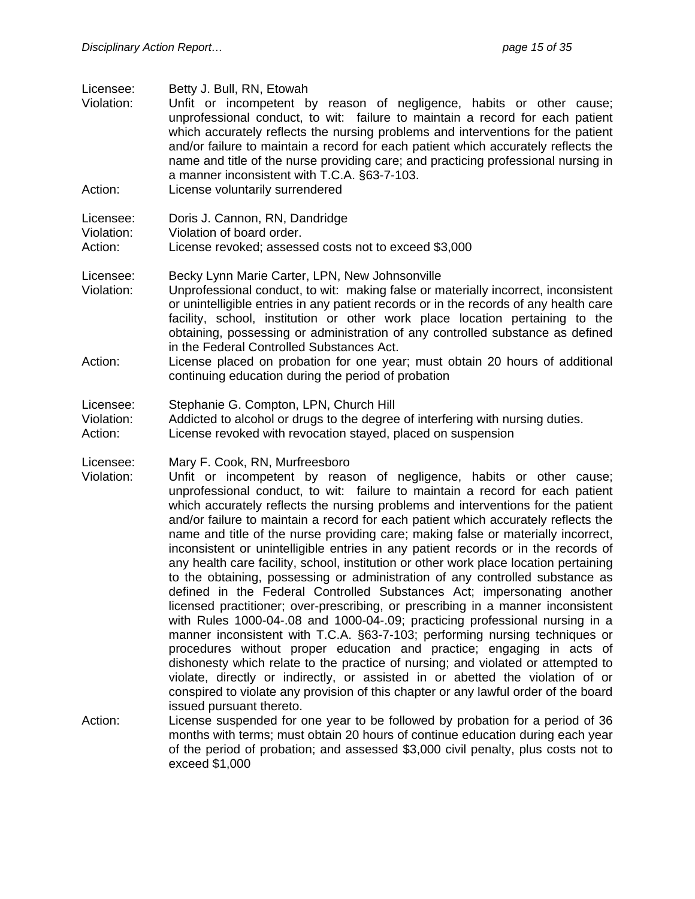Licensee: Betty J. Bull, RN, Etowah
Violation: Unfit or incompetent by reason of negligence, habits or other cause; unprofessional conduct, to wit: failure to maintain a record for each patient which accurately reflects the nursing problems and interventions for the patient and/or failure to maintain a record for each patient which accurately reflects the name and title of the nurse providing care; and practicing professional nursing in a manner inconsistent with T.C.A. §63-7-103.
Action: License voluntarily surrendered

Licensee: Doris J. Cannon, RN, Dandridge
Violation: Violation of board order.
Action: License revoked; assessed costs not to exceed $3,000

Licensee: Becky Lynn Marie Carter, LPN, New Johnsonville
Violation: Unprofessional conduct, to wit: making false or materially incorrect, inconsistent or unintelligible entries in any patient records or in the records of any health care facility, school, institution or other work place location pertaining to the obtaining, possessing or administration of any controlled substance as defined in the Federal Controlled Substances Act.
Action: License placed on probation for one year; must obtain 20 hours of additional continuing education during the period of probation

Licensee: Stephanie G. Compton, LPN, Church Hill
Violation: Addicted to alcohol or drugs to the degree of interfering with nursing duties.
Action: License revoked with revocation stayed, placed on suspension

Licensee: Mary F. Cook, RN, Murfreesboro
Violation: Unfit or incompetent by reason of negligence, habits or other cause; unprofessional conduct, to wit: failure to maintain a record for each patient which accurately reflects the nursing problems and interventions for the patient and/or failure to maintain a record for each patient which accurately reflects the name and title of the nurse providing care; making false or materially incorrect, inconsistent or unintelligible entries in any patient records or in the records of any health care facility, school, institution or other work place location pertaining to the obtaining, possessing or administration of any controlled substance as defined in the Federal Controlled Substances Act; impersonating another licensed practitioner; over-prescribing, or prescribing in a manner inconsistent with Rules 1000-04-.08 and 1000-04-.09; practicing professional nursing in a manner inconsistent with T.C.A. §63-7-103; performing nursing techniques or procedures without proper education and practice; engaging in acts of dishonesty which relate to the practice of nursing; and violated or attempted to violate, directly or indirectly, or assisted in or abetted the violation of or conspired to violate any provision of this chapter or any lawful order of the board issued pursuant thereto.
Action: License suspended for one year to be followed by probation for a period of 36 months with terms; must obtain 20 hours of continue education during each year of the period of probation; and assessed $3,000 civil penalty, plus costs not to exceed $1,000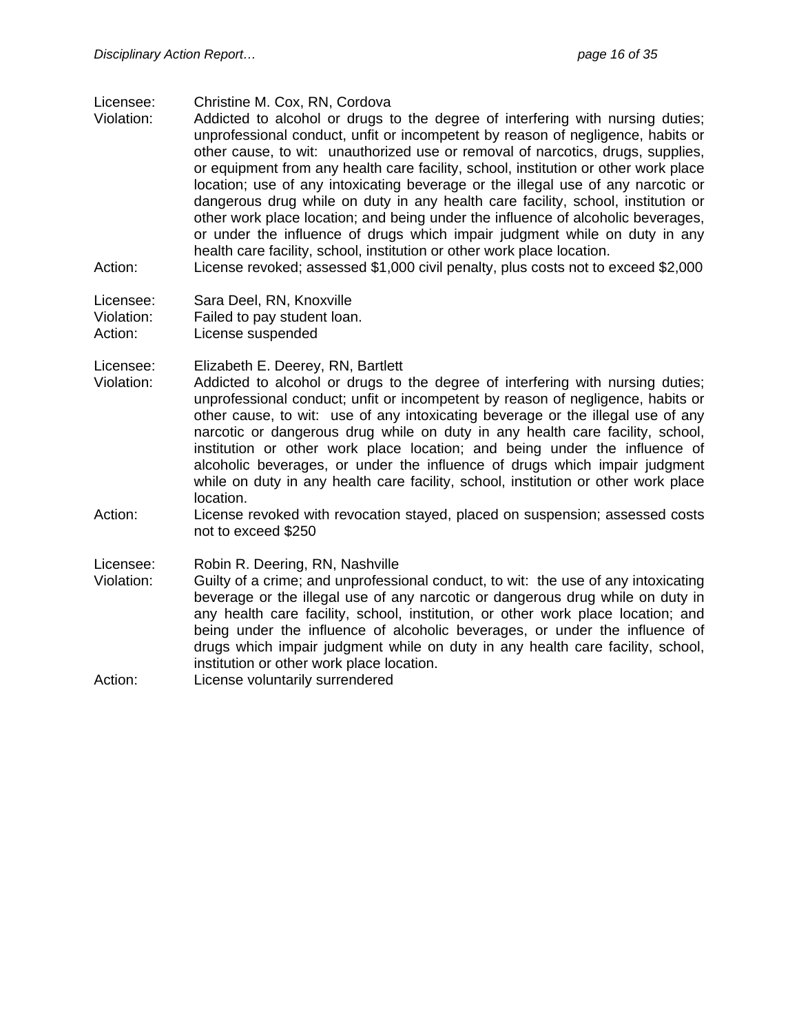Licensee: Christine M. Cox, RN, Cordova
Violation: Addicted to alcohol or drugs to the degree of interfering with nursing duties; unprofessional conduct, unfit or incompetent by reason of negligence, habits or other cause, to wit: unauthorized use or removal of narcotics, drugs, supplies, or equipment from any health care facility, school, institution or other work place location; use of any intoxicating beverage or the illegal use of any narcotic or dangerous drug while on duty in any health care facility, school, institution or other work place location; and being under the influence of alcoholic beverages, or under the influence of drugs which impair judgment while on duty in any health care facility, school, institution or other work place location.
Action: License revoked; assessed $1,000 civil penalty, plus costs not to exceed $2,000

Licensee: Sara Deel, RN, Knoxville
Violation: Failed to pay student loan.
Action: License suspended

Licensee: Elizabeth E. Deerey, RN, Bartlett
Violation: Addicted to alcohol or drugs to the degree of interfering with nursing duties; unprofessional conduct; unfit or incompetent by reason of negligence, habits or other cause, to wit: use of any intoxicating beverage or the illegal use of any narcotic or dangerous drug while on duty in any health care facility, school, institution or other work place location; and being under the influence of alcoholic beverages, or under the influence of drugs which impair judgment while on duty in any health care facility, school, institution or other work place location.
Action: License revoked with revocation stayed, placed on suspension; assessed costs not to exceed $250

Licensee: Robin R. Deering, RN, Nashville
Violation: Guilty of a crime; and unprofessional conduct, to wit: the use of any intoxicating beverage or the illegal use of any narcotic or dangerous drug while on duty in any health care facility, school, institution, or other work place location; and being under the influence of alcoholic beverages, or under the influence of drugs which impair judgment while on duty in any health care facility, school, institution or other work place location.
Action: License voluntarily surrendered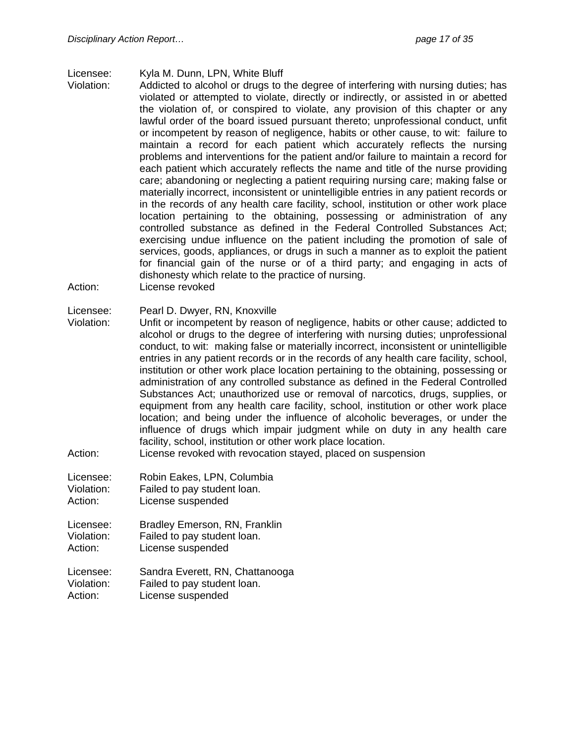Licensee: Kyla M. Dunn, LPN, White Bluff
Violation: Addicted to alcohol or drugs to the degree of interfering with nursing duties; has violated or attempted to violate, directly or indirectly, or assisted in or abetted the violation of, or conspired to violate, any provision of this chapter or any lawful order of the board issued pursuant thereto; unprofessional conduct, unfit or incompetent by reason of negligence, habits or other cause, to wit: failure to maintain a record for each patient which accurately reflects the nursing problems and interventions for the patient and/or failure to maintain a record for each patient which accurately reflects the name and title of the nurse providing care; abandoning or neglecting a patient requiring nursing care; making false or materially incorrect, inconsistent or unintelligible entries in any patient records or in the records of any health care facility, school, institution or other work place location pertaining to the obtaining, possessing or administration of any controlled substance as defined in the Federal Controlled Substances Act; exercising undue influence on the patient including the promotion of sale of services, goods, appliances, or drugs in such a manner as to exploit the patient for financial gain of the nurse or of a third party; and engaging in acts of dishonesty which relate to the practice of nursing.
Action: License revoked

Licensee: Pearl D. Dwyer, RN, Knoxville
Violation: Unfit or incompetent by reason of negligence, habits or other cause; addicted to alcohol or drugs to the degree of interfering with nursing duties; unprofessional conduct, to wit: making false or materially incorrect, inconsistent or unintelligible entries in any patient records or in the records of any health care facility, school, institution or other work place location pertaining to the obtaining, possessing or administration of any controlled substance as defined in the Federal Controlled Substances Act; unauthorized use or removal of narcotics, drugs, supplies, or equipment from any health care facility, school, institution or other work place location; and being under the influence of alcoholic beverages, or under the influence of drugs which impair judgment while on duty in any health care facility, school, institution or other work place location.
Action: License revoked with revocation stayed, placed on suspension

Licensee: Robin Eakes, LPN, Columbia
Violation: Failed to pay student loan.
Action: License suspended

Licensee: Bradley Emerson, RN, Franklin
Violation: Failed to pay student loan.
Action: License suspended

Licensee: Sandra Everett, RN, Chattanooga
Violation: Failed to pay student loan.
Action: License suspended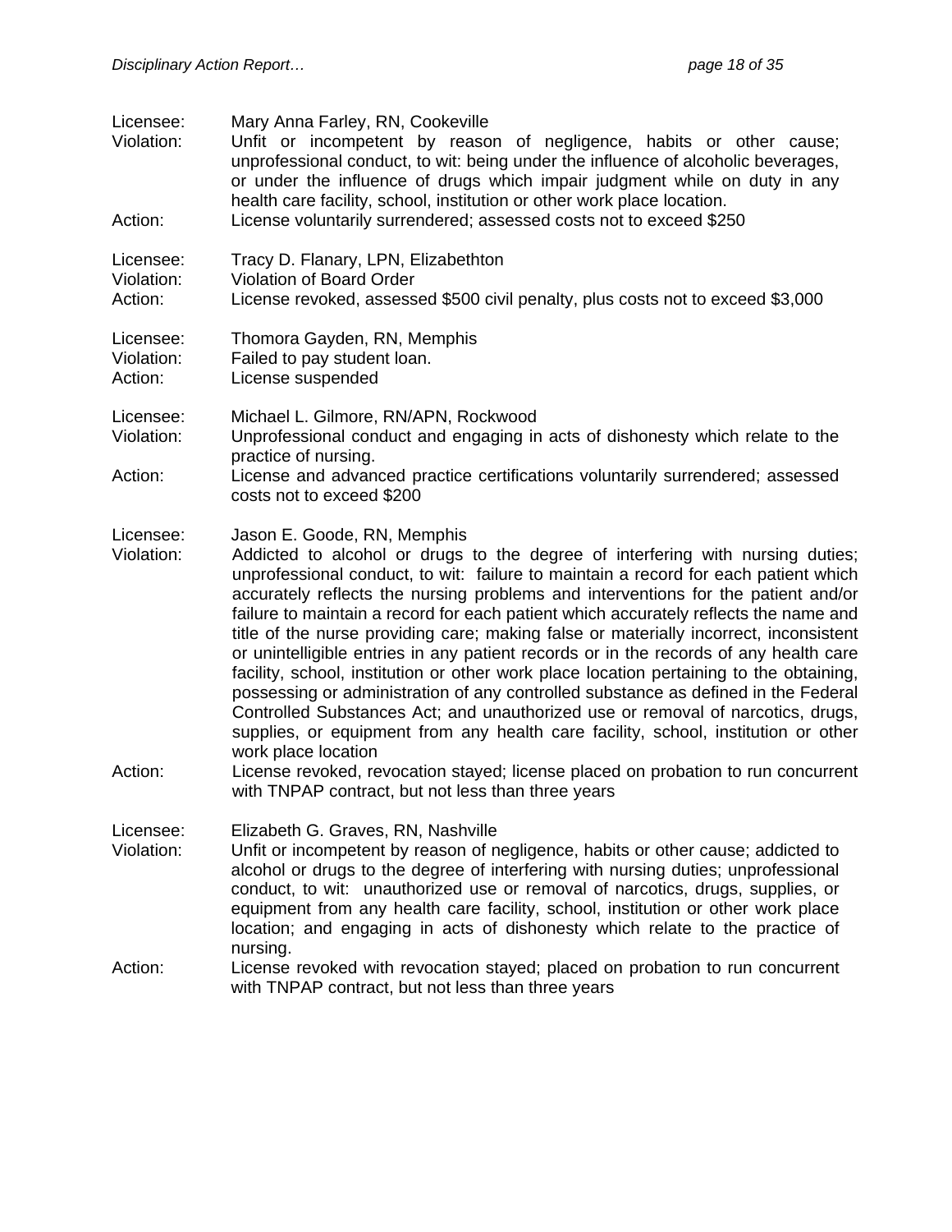Licensee: Mary Anna Farley, RN, Cookeville
Violation: Unfit or incompetent by reason of negligence, habits or other cause; unprofessional conduct, to wit: being under the influence of alcoholic beverages, or under the influence of drugs which impair judgment while on duty in any health care facility, school, institution or other work place location.
Action: License voluntarily surrendered; assessed costs not to exceed $250

Licensee: Tracy D. Flanary, LPN, Elizabethton
Violation: Violation of Board Order
Action: License revoked, assessed $500 civil penalty, plus costs not to exceed $3,000

Licensee: Thomora Gayden, RN, Memphis
Violation: Failed to pay student loan.
Action: License suspended

Licensee: Michael L. Gilmore, RN/APN, Rockwood
Violation: Unprofessional conduct and engaging in acts of dishonesty which relate to the practice of nursing.
Action: License and advanced practice certifications voluntarily surrendered; assessed costs not to exceed $200

Licensee: Jason E. Goode, RN, Memphis
Violation: Addicted to alcohol or drugs to the degree of interfering with nursing duties; unprofessional conduct, to wit: failure to maintain a record for each patient which accurately reflects the nursing problems and interventions for the patient and/or failure to maintain a record for each patient which accurately reflects the name and title of the nurse providing care; making false or materially incorrect, inconsistent or unintelligible entries in any patient records or in the records of any health care facility, school, institution or other work place location pertaining to the obtaining, possessing or administration of any controlled substance as defined in the Federal Controlled Substances Act; and unauthorized use or removal of narcotics, drugs, supplies, or equipment from any health care facility, school, institution or other work place location
Action: License revoked, revocation stayed; license placed on probation to run concurrent with TNPAP contract, but not less than three years

Licensee: Elizabeth G. Graves, RN, Nashville
Violation: Unfit or incompetent by reason of negligence, habits or other cause; addicted to alcohol or drugs to the degree of interfering with nursing duties; unprofessional conduct, to wit: unauthorized use or removal of narcotics, drugs, supplies, or equipment from any health care facility, school, institution or other work place location; and engaging in acts of dishonesty which relate to the practice of nursing.
Action: License revoked with revocation stayed; placed on probation to run concurrent with TNPAP contract, but not less than three years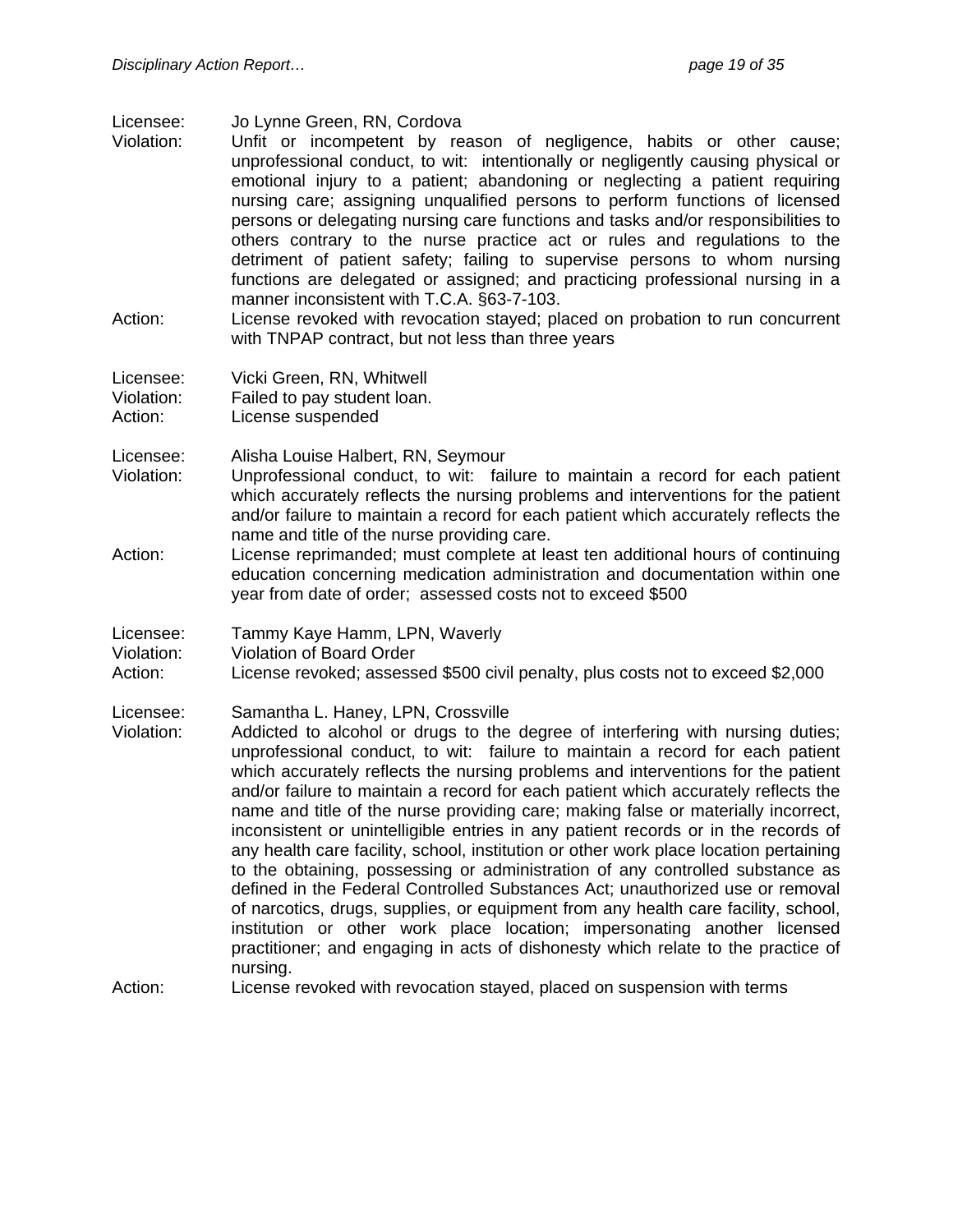Licensee: Jo Lynne Green, RN, Cordova
Violation: Unfit or incompetent by reason of negligence, habits or other cause; unprofessional conduct, to wit: intentionally or negligently causing physical or emotional injury to a patient; abandoning or neglecting a patient requiring nursing care; assigning unqualified persons to perform functions of licensed persons or delegating nursing care functions and tasks and/or responsibilities to others contrary to the nurse practice act or rules and regulations to the detriment of patient safety; failing to supervise persons to whom nursing functions are delegated or assigned; and practicing professional nursing in a manner inconsistent with T.C.A. §63-7-103.
Action: License revoked with revocation stayed; placed on probation to run concurrent with TNPAP contract, but not less than three years

Licensee: Vicki Green, RN, Whitwell
Violation: Failed to pay student loan.
Action: License suspended

Licensee: Alisha Louise Halbert, RN, Seymour
Violation: Unprofessional conduct, to wit: failure to maintain a record for each patient which accurately reflects the nursing problems and interventions for the patient and/or failure to maintain a record for each patient which accurately reflects the name and title of the nurse providing care.
Action: License reprimanded; must complete at least ten additional hours of continuing education concerning medication administration and documentation within one year from date of order; assessed costs not to exceed $500

Licensee: Tammy Kaye Hamm, LPN, Waverly
Violation: Violation of Board Order
Action: License revoked; assessed $500 civil penalty, plus costs not to exceed $2,000

Licensee: Samantha L. Haney, LPN, Crossville
Violation: Addicted to alcohol or drugs to the degree of interfering with nursing duties; unprofessional conduct, to wit: failure to maintain a record for each patient which accurately reflects the nursing problems and interventions for the patient and/or failure to maintain a record for each patient which accurately reflects the name and title of the nurse providing care; making false or materially incorrect, inconsistent or unintelligible entries in any patient records or in the records of any health care facility, school, institution or other work place location pertaining to the obtaining, possessing or administration of any controlled substance as defined in the Federal Controlled Substances Act; unauthorized use or removal of narcotics, drugs, supplies, or equipment from any health care facility, school, institution or other work place location; impersonating another licensed practitioner; and engaging in acts of dishonesty which relate to the practice of nursing.
Action: License revoked with revocation stayed, placed on suspension with terms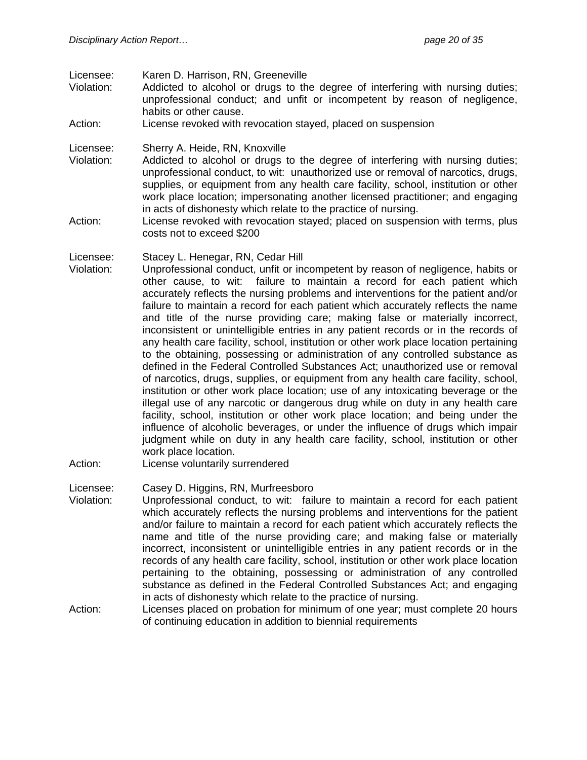Licensee: Karen D. Harrison, RN, Greeneville
Violation: Addicted to alcohol or drugs to the degree of interfering with nursing duties; unprofessional conduct; and unfit or incompetent by reason of negligence, habits or other cause.
Action: License revoked with revocation stayed, placed on suspension

Licensee: Sherry A. Heide, RN, Knoxville
Violation: Addicted to alcohol or drugs to the degree of interfering with nursing duties; unprofessional conduct, to wit: unauthorized use or removal of narcotics, drugs, supplies, or equipment from any health care facility, school, institution or other work place location; impersonating another licensed practitioner; and engaging in acts of dishonesty which relate to the practice of nursing.
Action: License revoked with revocation stayed; placed on suspension with terms, plus costs not to exceed $200

Licensee: Stacey L. Henegar, RN, Cedar Hill
Violation: Unprofessional conduct, unfit or incompetent by reason of negligence, habits or other cause, to wit: failure to maintain a record for each patient which accurately reflects the nursing problems and interventions for the patient and/or failure to maintain a record for each patient which accurately reflects the name and title of the nurse providing care; making false or materially incorrect, inconsistent or unintelligible entries in any patient records or in the records of any health care facility, school, institution or other work place location pertaining to the obtaining, possessing or administration of any controlled substance as defined in the Federal Controlled Substances Act; unauthorized use or removal of narcotics, drugs, supplies, or equipment from any health care facility, school, institution or other work place location; use of any intoxicating beverage or the illegal use of any narcotic or dangerous drug while on duty in any health care facility, school, institution or other work place location; and being under the influence of alcoholic beverages, or under the influence of drugs which impair judgment while on duty in any health care facility, school, institution or other work place location.
Action: License voluntarily surrendered

Licensee: Casey D. Higgins, RN, Murfreesboro
Violation: Unprofessional conduct, to wit: failure to maintain a record for each patient which accurately reflects the nursing problems and interventions for the patient and/or failure to maintain a record for each patient which accurately reflects the name and title of the nurse providing care; and making false or materially incorrect, inconsistent or unintelligible entries in any patient records or in the records of any health care facility, school, institution or other work place location pertaining to the obtaining, possessing or administration of any controlled substance as defined in the Federal Controlled Substances Act; and engaging in acts of dishonesty which relate to the practice of nursing.
Action: Licenses placed on probation for minimum of one year; must complete 20 hours of continuing education in addition to biennial requirements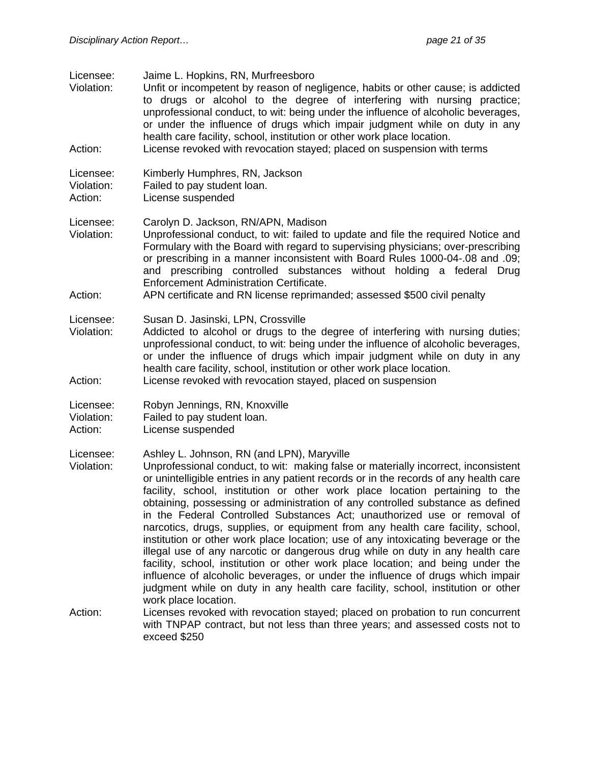Licensee: Jaime L. Hopkins, RN, Murfreesboro
Violation: Unfit or incompetent by reason of negligence, habits or other cause; is addicted to drugs or alcohol to the degree of interfering with nursing practice; unprofessional conduct, to wit: being under the influence of alcoholic beverages, or under the influence of drugs which impair judgment while on duty in any health care facility, school, institution or other work place location.
Action: License revoked with revocation stayed; placed on suspension with terms

Licensee: Kimberly Humphres, RN, Jackson
Violation: Failed to pay student loan.
Action: License suspended

Licensee: Carolyn D. Jackson, RN/APN, Madison
Violation: Unprofessional conduct, to wit: failed to update and file the required Notice and Formulary with the Board with regard to supervising physicians; over-prescribing or prescribing in a manner inconsistent with Board Rules 1000-04-.08 and .09; and prescribing controlled substances without holding a federal Drug Enforcement Administration Certificate.
Action: APN certificate and RN license reprimanded; assessed $500 civil penalty

Licensee: Susan D. Jasinski, LPN, Crossville
Violation: Addicted to alcohol or drugs to the degree of interfering with nursing duties; unprofessional conduct, to wit: being under the influence of alcoholic beverages, or under the influence of drugs which impair judgment while on duty in any health care facility, school, institution or other work place location.
Action: License revoked with revocation stayed, placed on suspension

Licensee: Robyn Jennings, RN, Knoxville
Violation: Failed to pay student loan.
Action: License suspended

Licensee: Ashley L. Johnson, RN (and LPN), Maryville
Violation: Unprofessional conduct, to wit: making false or materially incorrect, inconsistent or unintelligible entries in any patient records or in the records of any health care facility, school, institution or other work place location pertaining to the obtaining, possessing or administration of any controlled substance as defined in the Federal Controlled Substances Act; unauthorized use or removal of narcotics, drugs, supplies, or equipment from any health care facility, school, institution or other work place location; use of any intoxicating beverage or the illegal use of any narcotic or dangerous drug while on duty in any health care facility, school, institution or other work place location; and being under the influence of alcoholic beverages, or under the influence of drugs which impair judgment while on duty in any health care facility, school, institution or other work place location.
Action: Licenses revoked with revocation stayed; placed on probation to run concurrent with TNPAP contract, but not less than three years; and assessed costs not to exceed $250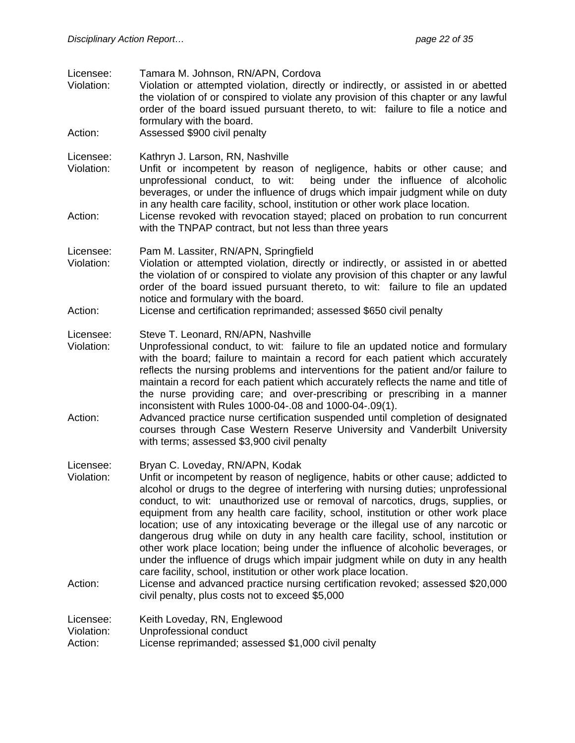Licensee: Tamara M. Johnson, RN/APN, Cordova
Violation: Violation or attempted violation, directly or indirectly, or assisted in or abetted the violation of or conspired to violate any provision of this chapter or any lawful order of the board issued pursuant thereto, to wit: failure to file a notice and formulary with the board.
Action: Assessed $900 civil penalty

Licensee: Kathryn J. Larson, RN, Nashville
Violation: Unfit or incompetent by reason of negligence, habits or other cause; and unprofessional conduct, to wit: being under the influence of alcoholic beverages, or under the influence of drugs which impair judgment while on duty in any health care facility, school, institution or other work place location.
Action: License revoked with revocation stayed; placed on probation to run concurrent with the TNPAP contract, but not less than three years

Licensee: Pam M. Lassiter, RN/APN, Springfield
Violation: Violation or attempted violation, directly or indirectly, or assisted in or abetted the violation of or conspired to violate any provision of this chapter or any lawful order of the board issued pursuant thereto, to wit: failure to file an updated notice and formulary with the board.
Action: License and certification reprimanded; assessed $650 civil penalty

Licensee: Steve T. Leonard, RN/APN, Nashville
Violation: Unprofessional conduct, to wit: failure to file an updated notice and formulary with the board; failure to maintain a record for each patient which accurately reflects the nursing problems and interventions for the patient and/or failure to maintain a record for each patient which accurately reflects the name and title of the nurse providing care; and over-prescribing or prescribing in a manner inconsistent with Rules 1000-04-.08 and 1000-04-.09(1).
Action: Advanced practice nurse certification suspended until completion of designated courses through Case Western Reserve University and Vanderbilt University with terms; assessed $3,900 civil penalty

Licensee: Bryan C. Loveday, RN/APN, Kodak
Violation: Unfit or incompetent by reason of negligence, habits or other cause; addicted to alcohol or drugs to the degree of interfering with nursing duties; unprofessional conduct, to wit: unauthorized use or removal of narcotics, drugs, supplies, or equipment from any health care facility, school, institution or other work place location; use of any intoxicating beverage or the illegal use of any narcotic or dangerous drug while on duty in any health care facility, school, institution or other work place location; being under the influence of alcoholic beverages, or under the influence of drugs which impair judgment while on duty in any health care facility, school, institution or other work place location.
Action: License and advanced practice nursing certification revoked; assessed $20,000 civil penalty, plus costs not to exceed $5,000

Licensee: Keith Loveday, RN, Englewood
Violation: Unprofessional conduct
Action: License reprimanded; assessed $1,000 civil penalty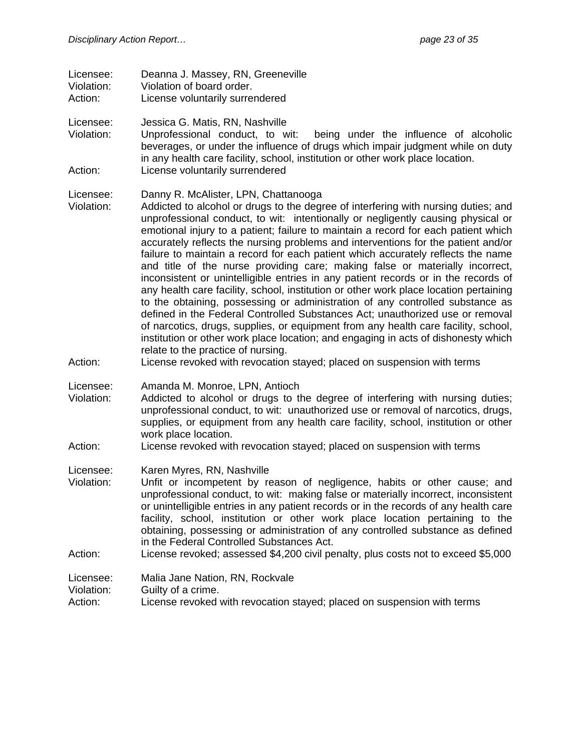Licensee: Deanna J. Massey, RN, Greeneville
Violation: Violation of board order.
Action: License voluntarily surrendered

Licensee: Jessica G. Matis, RN, Nashville
Violation: Unprofessional conduct, to wit: being under the influence of alcoholic beverages, or under the influence of drugs which impair judgment while on duty in any health care facility, school, institution or other work place location.
Action: License voluntarily surrendered

Licensee: Danny R. McAlister, LPN, Chattanooga
Violation: Addicted to alcohol or drugs to the degree of interfering with nursing duties; and unprofessional conduct, to wit: intentionally or negligently causing physical or emotional injury to a patient; failure to maintain a record for each patient which accurately reflects the nursing problems and interventions for the patient and/or failure to maintain a record for each patient which accurately reflects the name and title of the nurse providing care; making false or materially incorrect, inconsistent or unintelligible entries in any patient records or in the records of any health care facility, school, institution or other work place location pertaining to the obtaining, possessing or administration of any controlled substance as defined in the Federal Controlled Substances Act; unauthorized use or removal of narcotics, drugs, supplies, or equipment from any health care facility, school, institution or other work place location; and engaging in acts of dishonesty which relate to the practice of nursing.
Action: License revoked with revocation stayed; placed on suspension with terms

Licensee: Amanda M. Monroe, LPN, Antioch
Violation: Addicted to alcohol or drugs to the degree of interfering with nursing duties; unprofessional conduct, to wit: unauthorized use or removal of narcotics, drugs, supplies, or equipment from any health care facility, school, institution or other work place location.
Action: License revoked with revocation stayed; placed on suspension with terms

Licensee: Karen Myres, RN, Nashville
Violation: Unfit or incompetent by reason of negligence, habits or other cause; and unprofessional conduct, to wit: making false or materially incorrect, inconsistent or unintelligible entries in any patient records or in the records of any health care facility, school, institution or other work place location pertaining to the obtaining, possessing or administration of any controlled substance as defined in the Federal Controlled Substances Act.
Action: License revoked; assessed $4,200 civil penalty, plus costs not to exceed $5,000

Licensee: Malia Jane Nation, RN, Rockvale
Violation: Guilty of a crime.
Action: License revoked with revocation stayed; placed on suspension with terms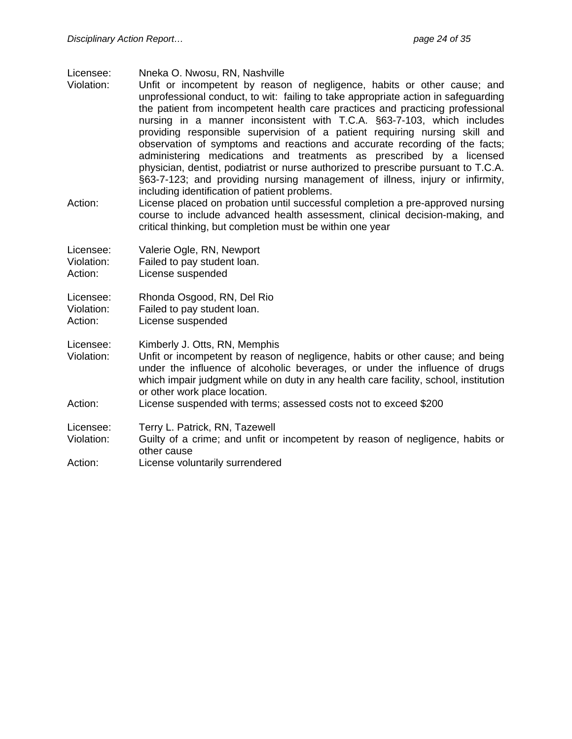Licensee: Nneka O. Nwosu, RN, Nashville
Violation: Unfit or incompetent by reason of negligence, habits or other cause; and unprofessional conduct, to wit: failing to take appropriate action in safeguarding the patient from incompetent health care practices and practicing professional nursing in a manner inconsistent with T.C.A. §63-7-103, which includes providing responsible supervision of a patient requiring nursing skill and observation of symptoms and reactions and accurate recording of the facts; administering medications and treatments as prescribed by a licensed physician, dentist, podiatrist or nurse authorized to prescribe pursuant to T.C.A. §63-7-123; and providing nursing management of illness, injury or infirmity, including identification of patient problems.
Action: License placed on probation until successful completion a pre-approved nursing course to include advanced health assessment, clinical decision-making, and critical thinking, but completion must be within one year

Licensee: Valerie Ogle, RN, Newport
Violation: Failed to pay student loan.
Action: License suspended

Licensee: Rhonda Osgood, RN, Del Rio
Violation: Failed to pay student loan.
Action: License suspended

Licensee: Kimberly J. Otts, RN, Memphis
Violation: Unfit or incompetent by reason of negligence, habits or other cause; and being under the influence of alcoholic beverages, or under the influence of drugs which impair judgment while on duty in any health care facility, school, institution or other work place location.
Action: License suspended with terms; assessed costs not to exceed $200

Licensee: Terry L. Patrick, RN, Tazewell
Violation: Guilty of a crime; and unfit or incompetent by reason of negligence, habits or other cause
Action: License voluntarily surrendered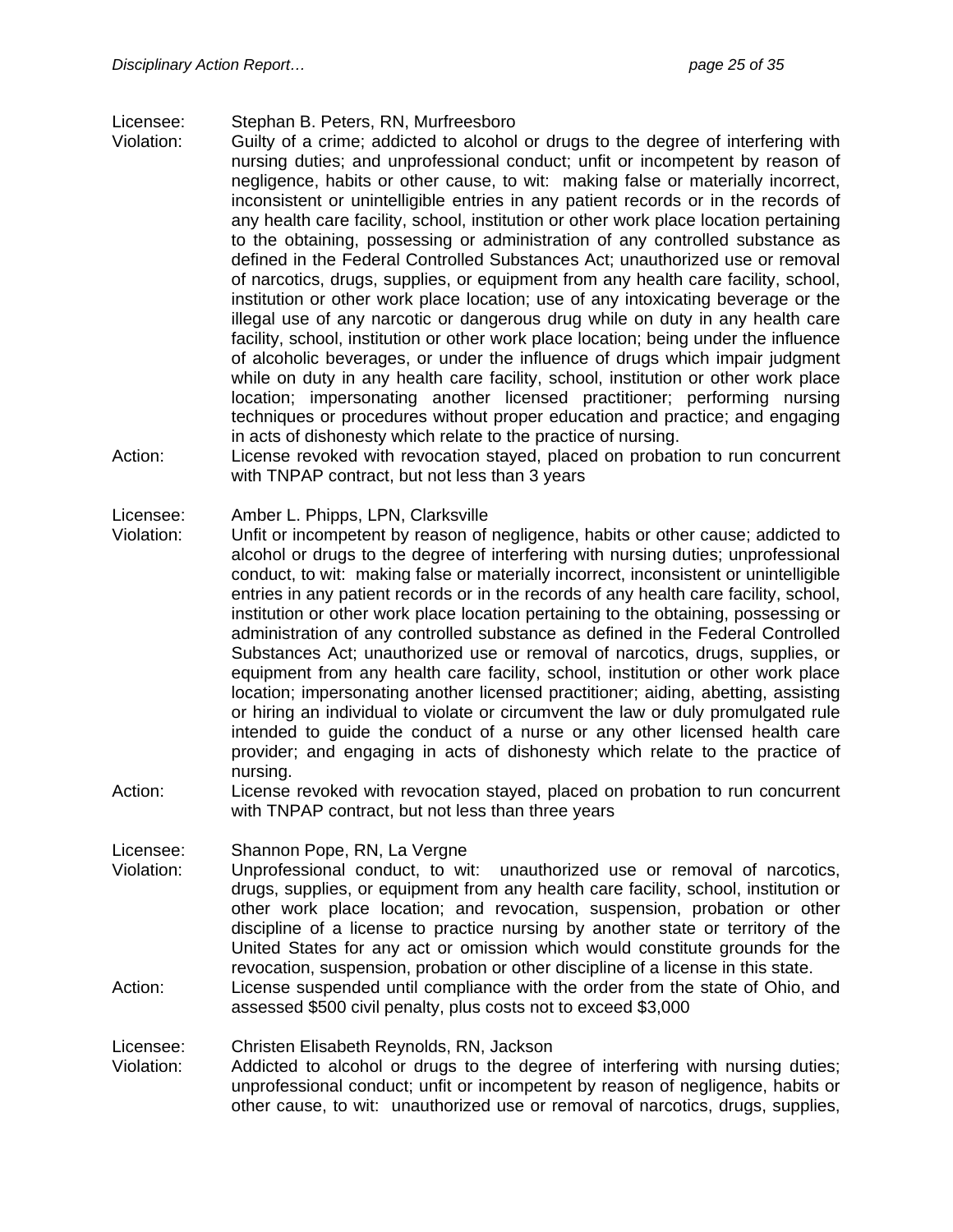Licensee: Stephan B. Peters, RN, Murfreesboro

Violation: Guilty of a crime; addicted to alcohol or drugs to the degree of interfering with nursing duties; and unprofessional conduct; unfit or incompetent by reason of negligence, habits or other cause, to wit: making false or materially incorrect, inconsistent or unintelligible entries in any patient records or in the records of any health care facility, school, institution or other work place location pertaining to the obtaining, possessing or administration of any controlled substance as defined in the Federal Controlled Substances Act; unauthorized use or removal of narcotics, drugs, supplies, or equipment from any health care facility, school, institution or other work place location; use of any intoxicating beverage or the illegal use of any narcotic or dangerous drug while on duty in any health care facility, school, institution or other work place location; being under the influence of alcoholic beverages, or under the influence of drugs which impair judgment while on duty in any health care facility, school, institution or other work place location; impersonating another licensed practitioner; performing nursing techniques or procedures without proper education and practice; and engaging in acts of dishonesty which relate to the practice of nursing.

Action: License revoked with revocation stayed, placed on probation to run concurrent with TNPAP contract, but not less than 3 years

Licensee: Amber L. Phipps, LPN, Clarksville

Violation: Unfit or incompetent by reason of negligence, habits or other cause; addicted to alcohol or drugs to the degree of interfering with nursing duties; unprofessional conduct, to wit: making false or materially incorrect, inconsistent or unintelligible entries in any patient records or in the records of any health care facility, school, institution or other work place location pertaining to the obtaining, possessing or administration of any controlled substance as defined in the Federal Controlled Substances Act; unauthorized use or removal of narcotics, drugs, supplies, or equipment from any health care facility, school, institution or other work place location; impersonating another licensed practitioner; aiding, abetting, assisting or hiring an individual to violate or circumvent the law or duly promulgated rule intended to guide the conduct of a nurse or any other licensed health care provider; and engaging in acts of dishonesty which relate to the practice of nursing.

Action: License revoked with revocation stayed, placed on probation to run concurrent with TNPAP contract, but not less than three years

Licensee: Shannon Pope, RN, La Vergne

Violation: Unprofessional conduct, to wit: unauthorized use or removal of narcotics, drugs, supplies, or equipment from any health care facility, school, institution or other work place location; and revocation, suspension, probation or other discipline of a license to practice nursing by another state or territory of the United States for any act or omission which would constitute grounds for the revocation, suspension, probation or other discipline of a license in this state.

Action: License suspended until compliance with the order from the state of Ohio, and assessed $500 civil penalty, plus costs not to exceed $3,000

Licensee: Christen Elisabeth Reynolds, RN, Jackson

Violation: Addicted to alcohol or drugs to the degree of interfering with nursing duties; unprofessional conduct; unfit or incompetent by reason of negligence, habits or other cause, to wit: unauthorized use or removal of narcotics, drugs, supplies,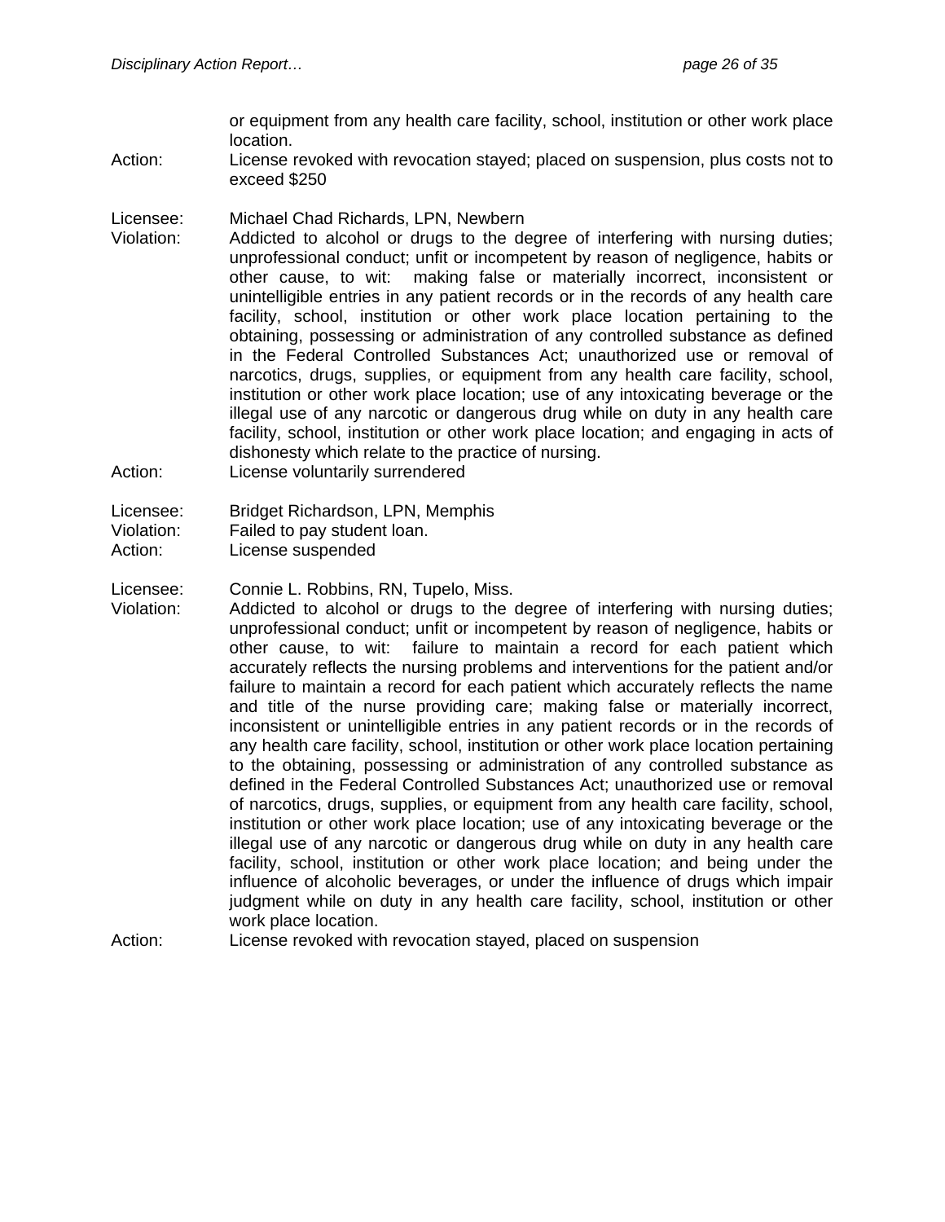or equipment from any health care facility, school, institution or other work place location.

Action: License revoked with revocation stayed; placed on suspension, plus costs not to exceed $250

Licensee: Michael Chad Richards, LPN, Newbern

Violation: Addicted to alcohol or drugs to the degree of interfering with nursing duties; unprofessional conduct; unfit or incompetent by reason of negligence, habits or other cause, to wit: making false or materially incorrect, inconsistent or unintelligible entries in any patient records or in the records of any health care facility, school, institution or other work place location pertaining to the obtaining, possessing or administration of any controlled substance as defined in the Federal Controlled Substances Act; unauthorized use or removal of narcotics, drugs, supplies, or equipment from any health care facility, school, institution or other work place location; use of any intoxicating beverage or the illegal use of any narcotic or dangerous drug while on duty in any health care facility, school, institution or other work place location; and engaging in acts of dishonesty which relate to the practice of nursing.

Action: License voluntarily surrendered

Licensee: Bridget Richardson, LPN, Memphis

Violation: Failed to pay student loan.

Action: License suspended

Licensee: Connie L. Robbins, RN, Tupelo, Miss.

Violation: Addicted to alcohol or drugs to the degree of interfering with nursing duties; unprofessional conduct; unfit or incompetent by reason of negligence, habits or other cause, to wit: failure to maintain a record for each patient which accurately reflects the nursing problems and interventions for the patient and/or failure to maintain a record for each patient which accurately reflects the name and title of the nurse providing care; making false or materially incorrect, inconsistent or unintelligible entries in any patient records or in the records of any health care facility, school, institution or other work place location pertaining to the obtaining, possessing or administration of any controlled substance as defined in the Federal Controlled Substances Act; unauthorized use or removal of narcotics, drugs, supplies, or equipment from any health care facility, school, institution or other work place location; use of any intoxicating beverage or the illegal use of any narcotic or dangerous drug while on duty in any health care facility, school, institution or other work place location; and being under the influence of alcoholic beverages, or under the influence of drugs which impair judgment while on duty in any health care facility, school, institution or other work place location.

Action: License revoked with revocation stayed, placed on suspension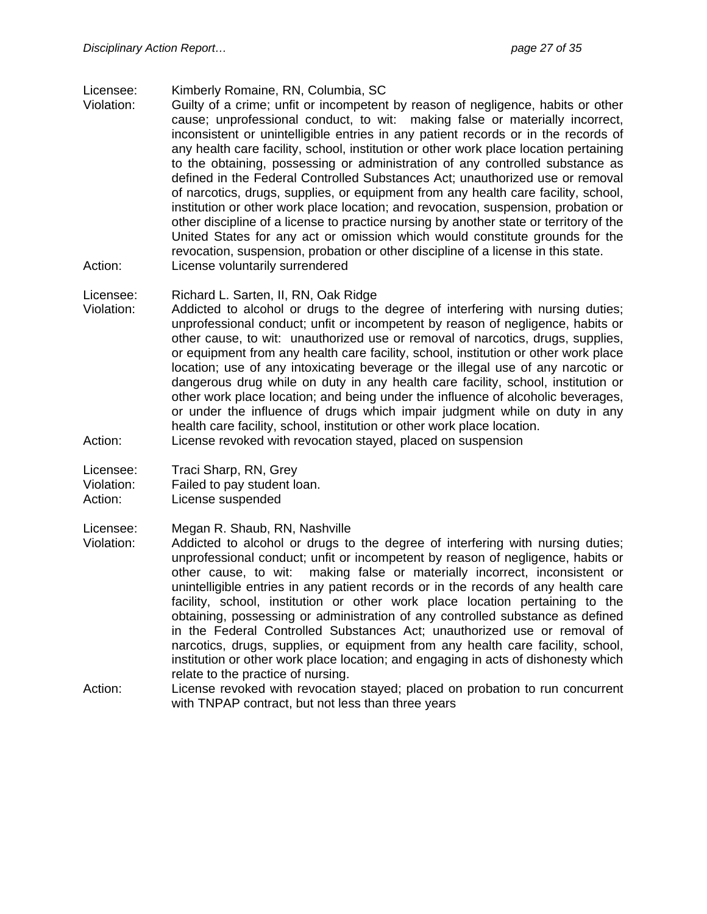Licensee: Kimberly Romaine, RN, Columbia, SC
Violation: Guilty of a crime; unfit or incompetent by reason of negligence, habits or other cause; unprofessional conduct, to wit: making false or materially incorrect, inconsistent or unintelligible entries in any patient records or in the records of any health care facility, school, institution or other work place location pertaining to the obtaining, possessing or administration of any controlled substance as defined in the Federal Controlled Substances Act; unauthorized use or removal of narcotics, drugs, supplies, or equipment from any health care facility, school, institution or other work place location; and revocation, suspension, probation or other discipline of a license to practice nursing by another state or territory of the United States for any act or omission which would constitute grounds for the revocation, suspension, probation or other discipline of a license in this state.
Action: License voluntarily surrendered

Licensee: Richard L. Sarten, II, RN, Oak Ridge
Violation: Addicted to alcohol or drugs to the degree of interfering with nursing duties; unprofessional conduct; unfit or incompetent by reason of negligence, habits or other cause, to wit: unauthorized use or removal of narcotics, drugs, supplies, or equipment from any health care facility, school, institution or other work place location; use of any intoxicating beverage or the illegal use of any narcotic or dangerous drug while on duty in any health care facility, school, institution or other work place location; and being under the influence of alcoholic beverages, or under the influence of drugs which impair judgment while on duty in any health care facility, school, institution or other work place location.
Action: License revoked with revocation stayed, placed on suspension

Licensee: Traci Sharp, RN, Grey
Violation: Failed to pay student loan.
Action: License suspended

Licensee: Megan R. Shaub, RN, Nashville
Violation: Addicted to alcohol or drugs to the degree of interfering with nursing duties; unprofessional conduct; unfit or incompetent by reason of negligence, habits or other cause, to wit: making false or materially incorrect, inconsistent or unintelligible entries in any patient records or in the records of any health care facility, school, institution or other work place location pertaining to the obtaining, possessing or administration of any controlled substance as defined in the Federal Controlled Substances Act; unauthorized use or removal of narcotics, drugs, supplies, or equipment from any health care facility, school, institution or other work place location; and engaging in acts of dishonesty which relate to the practice of nursing.
Action: License revoked with revocation stayed; placed on probation to run concurrent with TNPAP contract, but not less than three years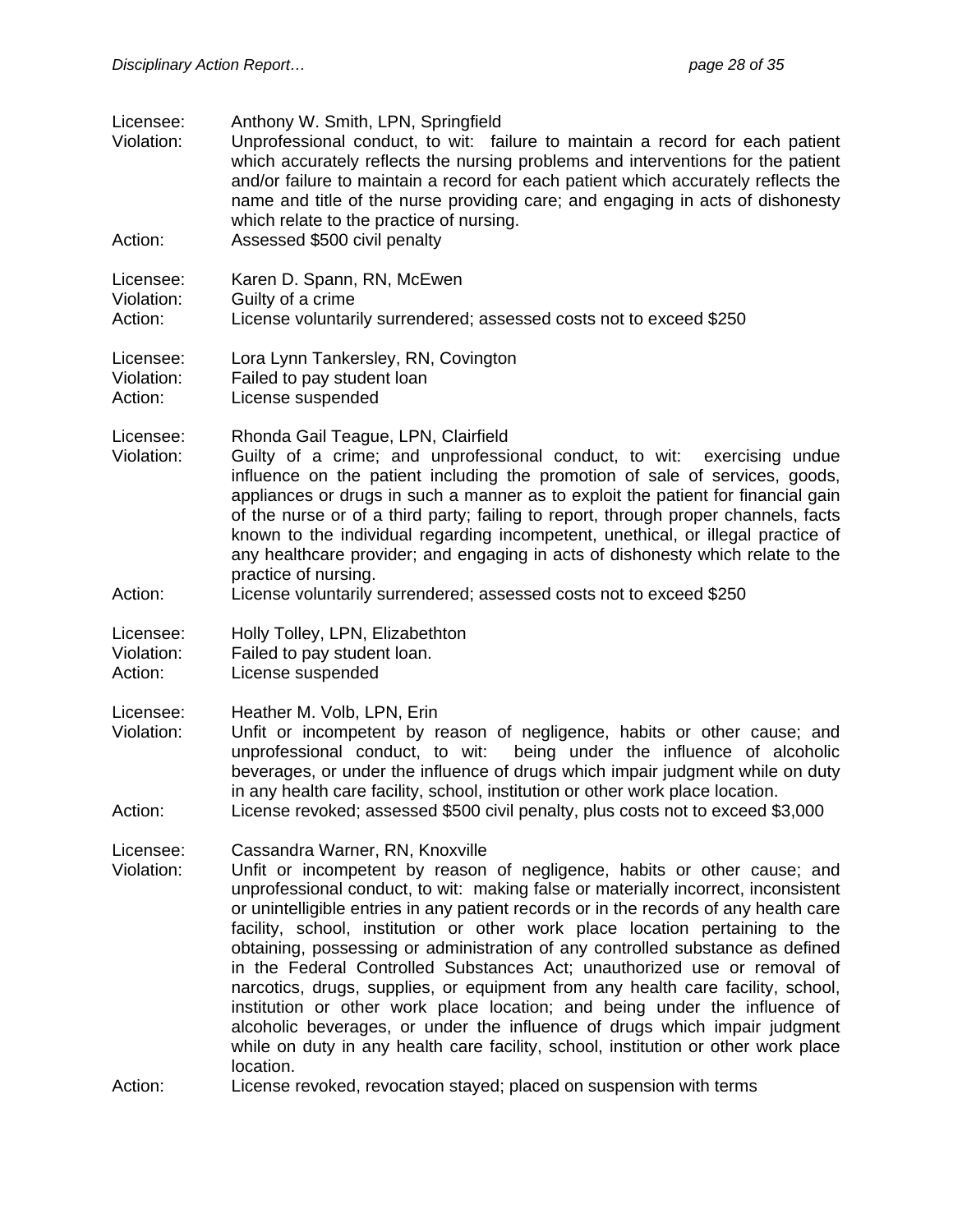Licensee: Anthony W. Smith, LPN, Springfield
Violation: Unprofessional conduct, to wit: failure to maintain a record for each patient which accurately reflects the nursing problems and interventions for the patient and/or failure to maintain a record for each patient which accurately reflects the name and title of the nurse providing care; and engaging in acts of dishonesty which relate to the practice of nursing.
Action: Assessed $500 civil penalty

Licensee: Karen D. Spann, RN, McEwen
Violation: Guilty of a crime
Action: License voluntarily surrendered; assessed costs not to exceed $250

Licensee: Lora Lynn Tankersley, RN, Covington
Violation: Failed to pay student loan
Action: License suspended

Licensee: Rhonda Gail Teague, LPN, Clairfield
Violation: Guilty of a crime; and unprofessional conduct, to wit: exercising undue influence on the patient including the promotion of sale of services, goods, appliances or drugs in such a manner as to exploit the patient for financial gain of the nurse or of a third party; failing to report, through proper channels, facts known to the individual regarding incompetent, unethical, or illegal practice of any healthcare provider; and engaging in acts of dishonesty which relate to the practice of nursing.
Action: License voluntarily surrendered; assessed costs not to exceed $250

Licensee: Holly Tolley, LPN, Elizabethton
Violation: Failed to pay student loan.
Action: License suspended

Licensee: Heather M. Volb, LPN, Erin
Violation: Unfit or incompetent by reason of negligence, habits or other cause; and unprofessional conduct, to wit: being under the influence of alcoholic beverages, or under the influence of drugs which impair judgment while on duty in any health care facility, school, institution or other work place location.
Action: License revoked; assessed $500 civil penalty, plus costs not to exceed $3,000

Licensee: Cassandra Warner, RN, Knoxville
Violation: Unfit or incompetent by reason of negligence, habits or other cause; and unprofessional conduct, to wit: making false or materially incorrect, inconsistent or unintelligible entries in any patient records or in the records of any health care facility, school, institution or other work place location pertaining to the obtaining, possessing or administration of any controlled substance as defined in the Federal Controlled Substances Act; unauthorized use or removal of narcotics, drugs, supplies, or equipment from any health care facility, school, institution or other work place location; and being under the influence of alcoholic beverages, or under the influence of drugs which impair judgment while on duty in any health care facility, school, institution or other work place location.
Action: License revoked, revocation stayed; placed on suspension with terms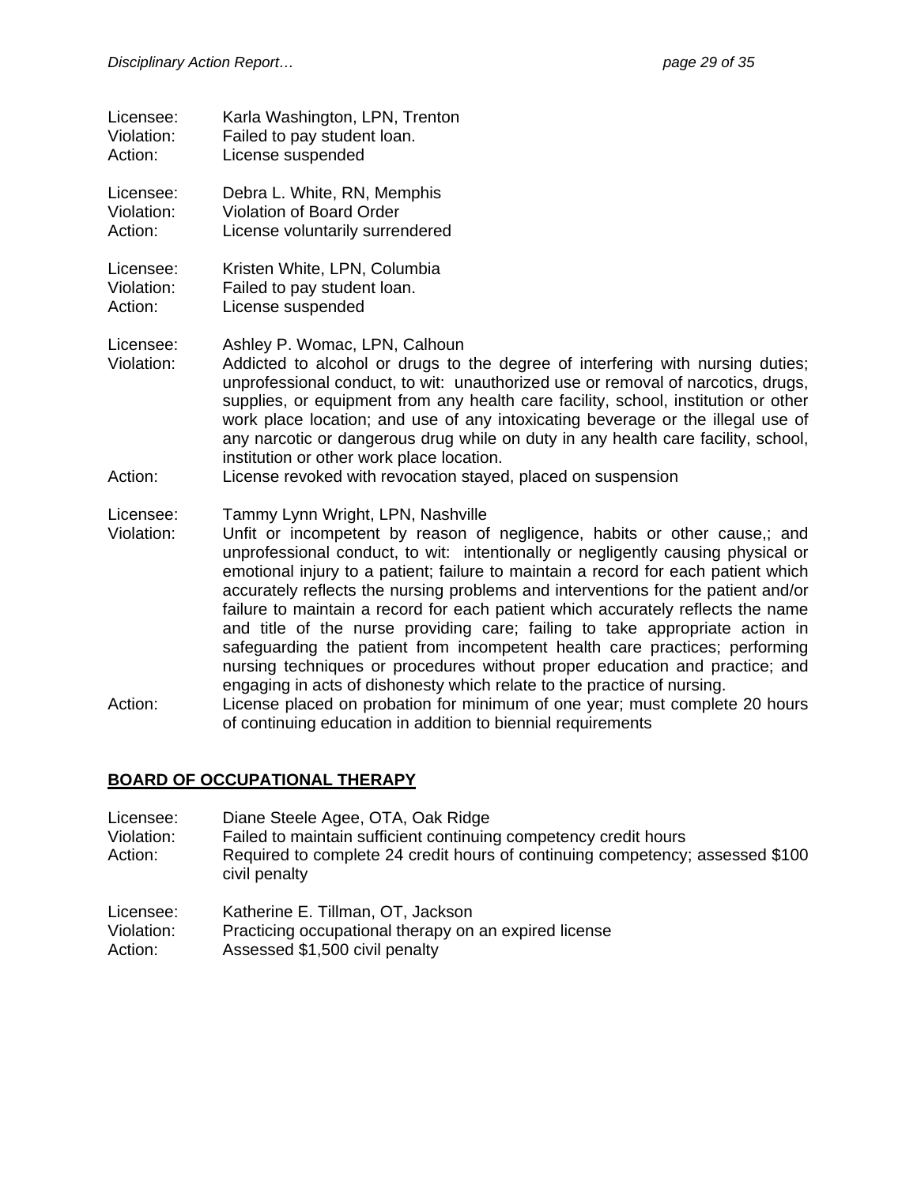Licensee: Karla Washington, LPN, Trenton
Violation: Failed to pay student loan.
Action: License suspended

Licensee: Debra L. White, RN, Memphis
Violation: Violation of Board Order
Action: License voluntarily surrendered

Licensee: Kristen White, LPN, Columbia
Violation: Failed to pay student loan.
Action: License suspended

Licensee: Ashley P. Womac, LPN, Calhoun
Violation: Addicted to alcohol or drugs to the degree of interfering with nursing duties; unprofessional conduct, to wit: unauthorized use or removal of narcotics, drugs, supplies, or equipment from any health care facility, school, institution or other work place location; and use of any intoxicating beverage or the illegal use of any narcotic or dangerous drug while on duty in any health care facility, school, institution or other work place location.
Action: License revoked with revocation stayed, placed on suspension

Licensee: Tammy Lynn Wright, LPN, Nashville
Violation: Unfit or incompetent by reason of negligence, habits or other cause,; and unprofessional conduct, to wit: intentionally or negligently causing physical or emotional injury to a patient; failure to maintain a record for each patient which accurately reflects the nursing problems and interventions for the patient and/or failure to maintain a record for each patient which accurately reflects the name and title of the nurse providing care; failing to take appropriate action in safeguarding the patient from incompetent health care practices; performing nursing techniques or procedures without proper education and practice; and engaging in acts of dishonesty which relate to the practice of nursing.
Action: License placed on probation for minimum of one year; must complete 20 hours of continuing education in addition to biennial requirements

## BOARD OF OCCUPATIONAL THERAPY

Licensee: Diane Steele Agee, OTA, Oak Ridge
Violation: Failed to maintain sufficient continuing competency credit hours
Action: Required to complete 24 credit hours of continuing competency; assessed $100 civil penalty

Licensee: Katherine E. Tillman, OT, Jackson
Violation: Practicing occupational therapy on an expired license
Action: Assessed $1,500 civil penalty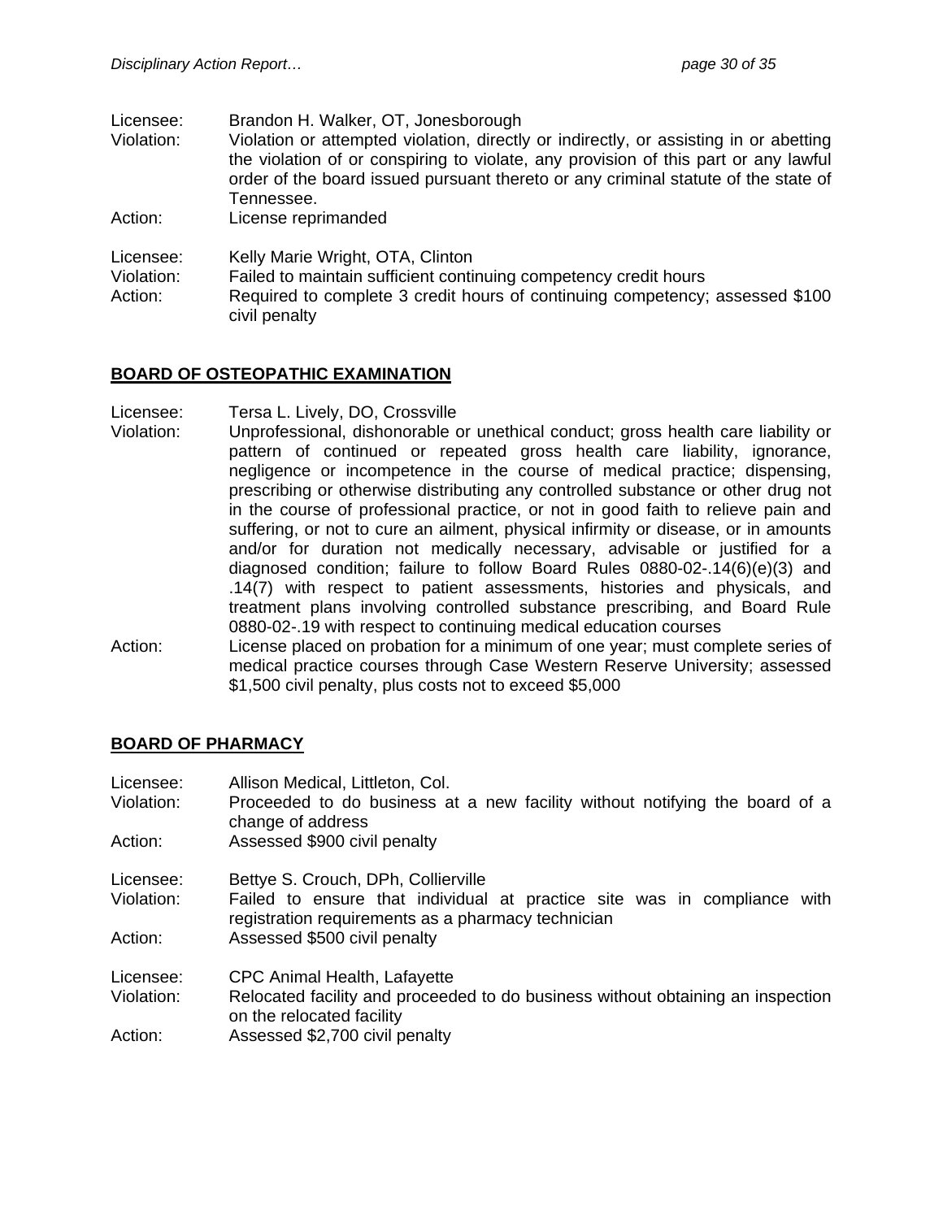Licensee: Brandon H. Walker, OT, Jonesborough
Violation: Violation or attempted violation, directly or indirectly, or assisting in or abetting the violation of or conspiring to violate, any provision of this part or any lawful order of the board issued pursuant thereto or any criminal statute of the state of Tennessee.
Action: License reprimanded

Licensee: Kelly Marie Wright, OTA, Clinton
Violation: Failed to maintain sufficient continuing competency credit hours
Action: Required to complete 3 credit hours of continuing competency; assessed $100 civil penalty

## BOARD OF OSTEOPATHIC EXAMINATION

Licensee: Tersa L. Lively, DO, Crossville
Violation: Unprofessional, dishonorable or unethical conduct; gross health care liability or pattern of continued or repeated gross health care liability, ignorance, negligence or incompetence in the course of medical practice; dispensing, prescribing or otherwise distributing any controlled substance or other drug not in the course of professional practice, or not in good faith to relieve pain and suffering, or not to cure an ailment, physical infirmity or disease, or in amounts and/or for duration not medically necessary, advisable or justified for a diagnosed condition; failure to follow Board Rules 0880-02-.14(6)(e)(3) and .14(7) with respect to patient assessments, histories and physicals, and treatment plans involving controlled substance prescribing, and Board Rule 0880-02-.19 with respect to continuing medical education courses
Action: License placed on probation for a minimum of one year; must complete series of medical practice courses through Case Western Reserve University; assessed $1,500 civil penalty, plus costs not to exceed $5,000

## BOARD OF PHARMACY

Licensee: Allison Medical, Littleton, Col.
Violation: Proceeded to do business at a new facility without notifying the board of a change of address
Action: Assessed $900 civil penalty

Licensee: Bettye S. Crouch, DPh, Collierville
Violation: Failed to ensure that individual at practice site was in compliance with registration requirements as a pharmacy technician
Action: Assessed $500 civil penalty

Licensee: CPC Animal Health, Lafayette
Violation: Relocated facility and proceeded to do business without obtaining an inspection on the relocated facility
Action: Assessed $2,700 civil penalty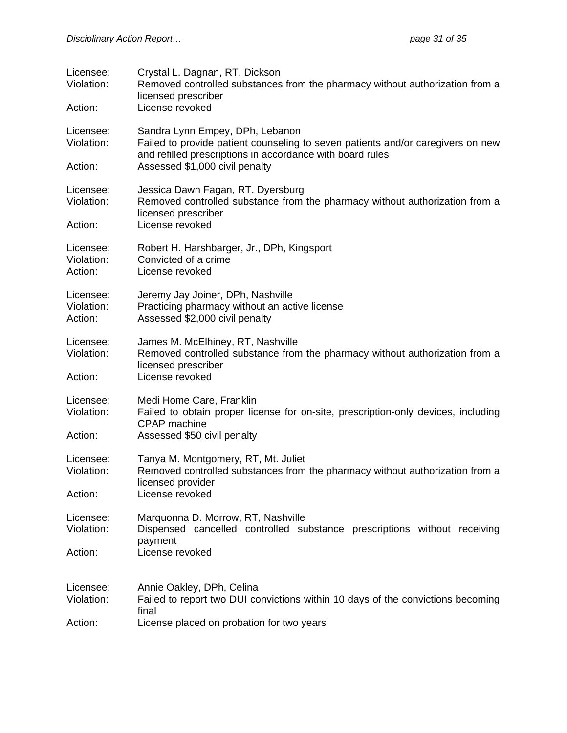Licensee: Crystal L. Dagnan, RT, Dickson
Violation: Removed controlled substances from the pharmacy without authorization from a licensed prescriber
Action: License revoked

Licensee: Sandra Lynn Empey, DPh, Lebanon
Violation: Failed to provide patient counseling to seven patients and/or caregivers on new and refilled prescriptions in accordance with board rules
Action: Assessed $1,000 civil penalty

Licensee: Jessica Dawn Fagan, RT, Dyersburg
Violation: Removed controlled substance from the pharmacy without authorization from a licensed prescriber
Action: License revoked

Licensee: Robert H. Harshbarger, Jr., DPh, Kingsport
Violation: Convicted of a crime
Action: License revoked

Licensee: Jeremy Jay Joiner, DPh, Nashville
Violation: Practicing pharmacy without an active license
Action: Assessed $2,000 civil penalty

Licensee: James M. McElhiney, RT, Nashville
Violation: Removed controlled substance from the pharmacy without authorization from a licensed prescriber
Action: License revoked

Licensee: Medi Home Care, Franklin
Violation: Failed to obtain proper license for on-site, prescription-only devices, including CPAP machine
Action: Assessed $50 civil penalty

Licensee: Tanya M. Montgomery, RT, Mt. Juliet
Violation: Removed controlled substances from the pharmacy without authorization from a licensed provider
Action: License revoked

Licensee: Marquonna D. Morrow, RT, Nashville
Violation: Dispensed cancelled controlled substance prescriptions without receiving payment
Action: License revoked

Licensee: Annie Oakley, DPh, Celina
Violation: Failed to report two DUI convictions within 10 days of the convictions becoming final
Action: License placed on probation for two years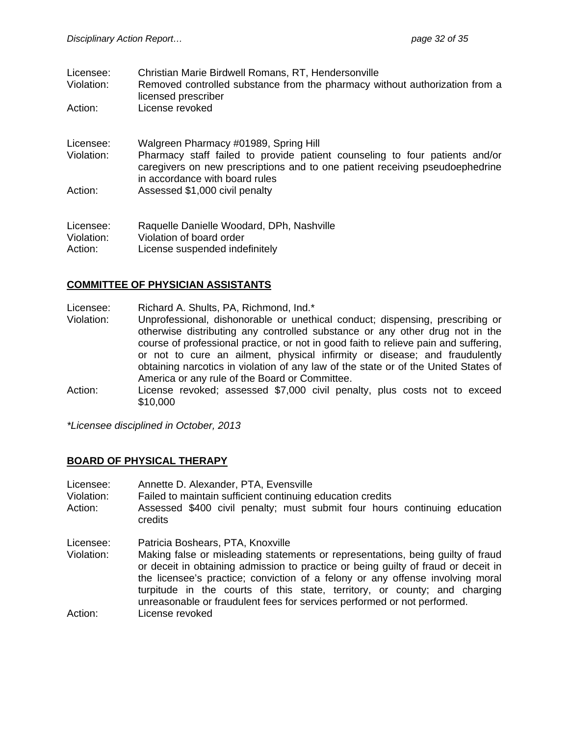Licensee: Christian Marie Birdwell Romans, RT, Hendersonville
Violation: Removed controlled substance from the pharmacy without authorization from a licensed prescriber
Action: License revoked

Licensee: Walgreen Pharmacy #01989, Spring Hill
Violation: Pharmacy staff failed to provide patient counseling to four patients and/or caregivers on new prescriptions and to one patient receiving pseudoephedrine in accordance with board rules
Action: Assessed $1,000 civil penalty

Licensee: Raquelle Danielle Woodard, DPh, Nashville
Violation: Violation of board order
Action: License suspended indefinitely

## COMMITTEE OF PHYSICIAN ASSISTANTS

Licensee: Richard A. Shults, PA, Richmond, Ind.*
Violation: Unprofessional, dishonorable or unethical conduct; dispensing, prescribing or otherwise distributing any controlled substance or any other drug not in the course of professional practice, or not in good faith to relieve pain and suffering, or not to cure an ailment, physical infirmity or disease; and fraudulently obtaining narcotics in violation of any law of the state or of the United States of America or any rule of the Board or Committee.
Action: License revoked; assessed $7,000 civil penalty, plus costs not to exceed $10,000

*\*Licensee disciplined in October, 2013*

## BOARD OF PHYSICAL THERAPY

Licensee: Annette D. Alexander, PTA, Evensville
Violation: Failed to maintain sufficient continuing education credits
Action: Assessed $400 civil penalty; must submit four hours continuing education credits

Licensee: Patricia Boshears, PTA, Knoxville
Violation: Making false or misleading statements or representations, being guilty of fraud or deceit in obtaining admission to practice or being guilty of fraud or deceit in the licensee's practice; conviction of a felony or any offense involving moral turpitude in the courts of this state, territory, or county; and charging unreasonable or fraudulent fees for services performed or not performed.
Action: License revoked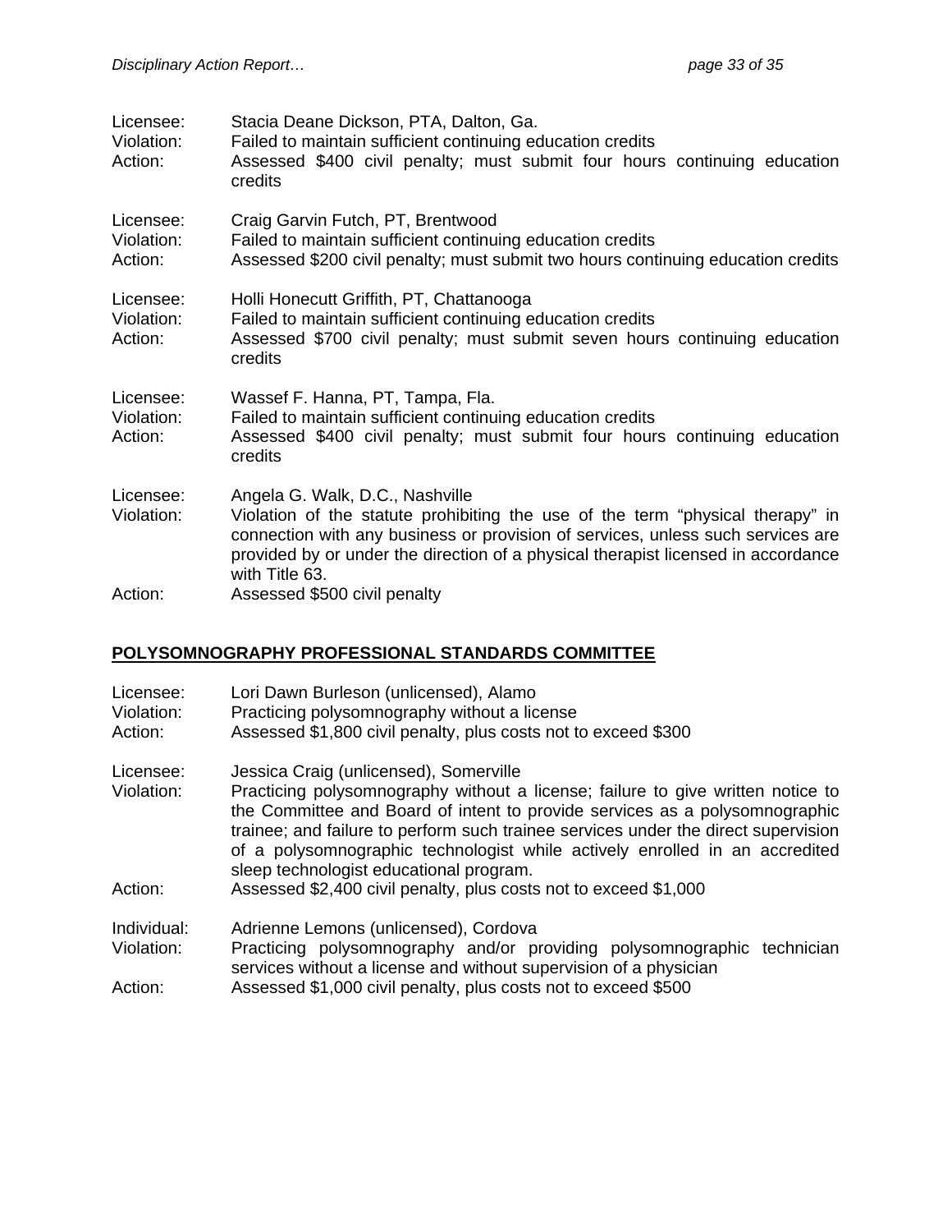Licensee: Stacia Deane Dickson, PTA, Dalton, Ga.
Violation: Failed to maintain sufficient continuing education credits
Action: Assessed $400 civil penalty; must submit four hours continuing education credits

Licensee: Craig Garvin Futch, PT, Brentwood
Violation: Failed to maintain sufficient continuing education credits
Action: Assessed $200 civil penalty; must submit two hours continuing education credits

Licensee: Holli Honecutt Griffith, PT, Chattanooga
Violation: Failed to maintain sufficient continuing education credits
Action: Assessed $700 civil penalty; must submit seven hours continuing education credits

Licensee: Wassef F. Hanna, PT, Tampa, Fla.
Violation: Failed to maintain sufficient continuing education credits
Action: Assessed $400 civil penalty; must submit four hours continuing education credits

Licensee: Angela G. Walk, D.C., Nashville
Violation: Violation of the statute prohibiting the use of the term "physical therapy" in connection with any business or provision of services, unless such services are provided by or under the direction of a physical therapist licensed in accordance with Title 63.
Action: Assessed $500 civil penalty

## POLYSOMNOGRAPHY PROFESSIONAL STANDARDS COMMITTEE

Licensee: Lori Dawn Burleson (unlicensed), Alamo
Violation: Practicing polysomnography without a license
Action: Assessed $1,800 civil penalty, plus costs not to exceed $300

Licensee: Jessica Craig (unlicensed), Somerville
Violation: Practicing polysomnography without a license; failure to give written notice to the Committee and Board of intent to provide services as a polysomnographic trainee; and failure to perform such trainee services under the direct supervision of a polysomnographic technologist while actively enrolled in an accredited sleep technologist educational program.
Action: Assessed $2,400 civil penalty, plus costs not to exceed $1,000

Individual: Adrienne Lemons (unlicensed), Cordova
Violation: Practicing polysomnography and/or providing polysomnographic technician services without a license and without supervision of a physician
Action: Assessed $1,000 civil penalty, plus costs not to exceed $500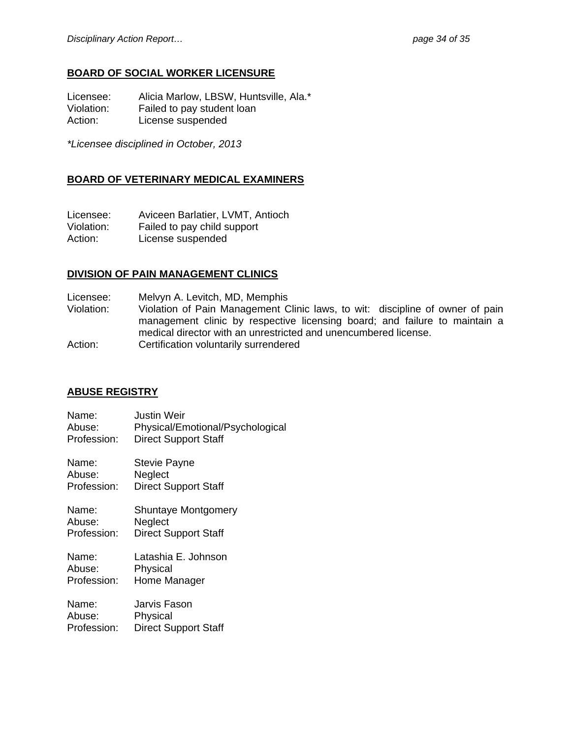## BOARD OF SOCIAL WORKER LICENSURE

Licensee: Alicia Marlow, LBSW, Huntsville, Ala.*
Violation: Failed to pay student loan
Action: License suspended

*\*Licensee disciplined in October, 2013*

## BOARD OF VETERINARY MEDICAL EXAMINERS

Licensee: Aviceen Barlatier, LVMT, Antioch
Violation: Failed to pay child support
Action: License suspended

## DIVISION OF PAIN MANAGEMENT CLINICS

Licensee: Melvyn A. Levitch, MD, Memphis
Violation: Violation of Pain Management Clinic laws, to wit: discipline of owner of pain management clinic by respective licensing board; and failure to maintain a medical director with an unrestricted and unencumbered license.
Action: Certification voluntarily surrendered

## ABUSE REGISTRY

Name: Justin Weir
Abuse: Physical/Emotional/Psychological
Profession: Direct Support Staff

Name: Stevie Payne
Abuse: Neglect
Profession: Direct Support Staff

Name: Shuntaye Montgomery
Abuse: Neglect
Profession: Direct Support Staff

Name: Latashia E. Johnson
Abuse: Physical
Profession: Home Manager

Name: Jarvis Fason
Abuse: Physical
Profession: Direct Support Staff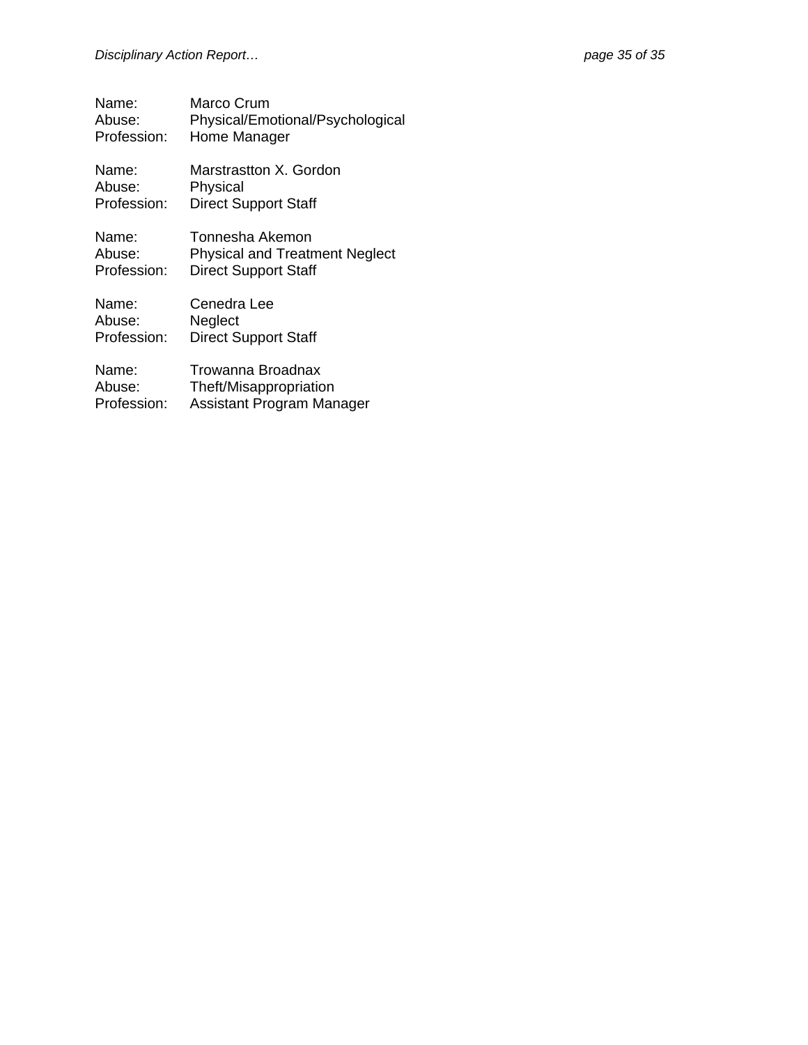Name: Marco Crum
Abuse: Physical/Emotional/Psychological
Profession: Home Manager

Name: Marstrastton X. Gordon
Abuse: Physical
Profession: Direct Support Staff

Name: Tonnesha Akemon
Abuse: Physical and Treatment Neglect
Profession: Direct Support Staff

Name: Cenedra Lee
Abuse: Neglect
Profession: Direct Support Staff

Name: Trowanna Broadnax
Abuse: Theft/Misappropriation
Profession: Assistant Program Manager